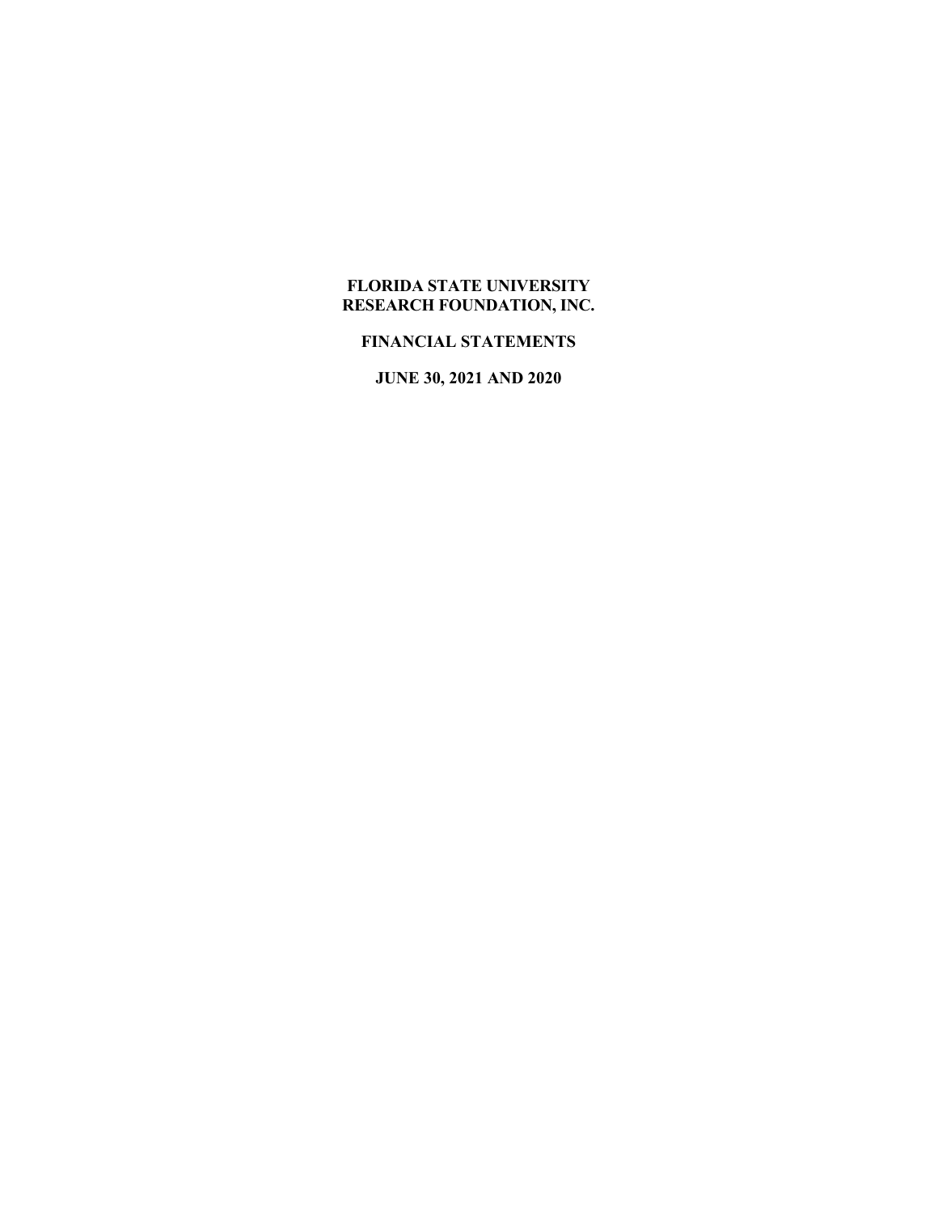# FLORIDA STATE UNIVERSITY RESEARCH FOUNDATION, INC.

## FINANCIAL STATEMENTS

## JUNE 30, 2021 AND 2020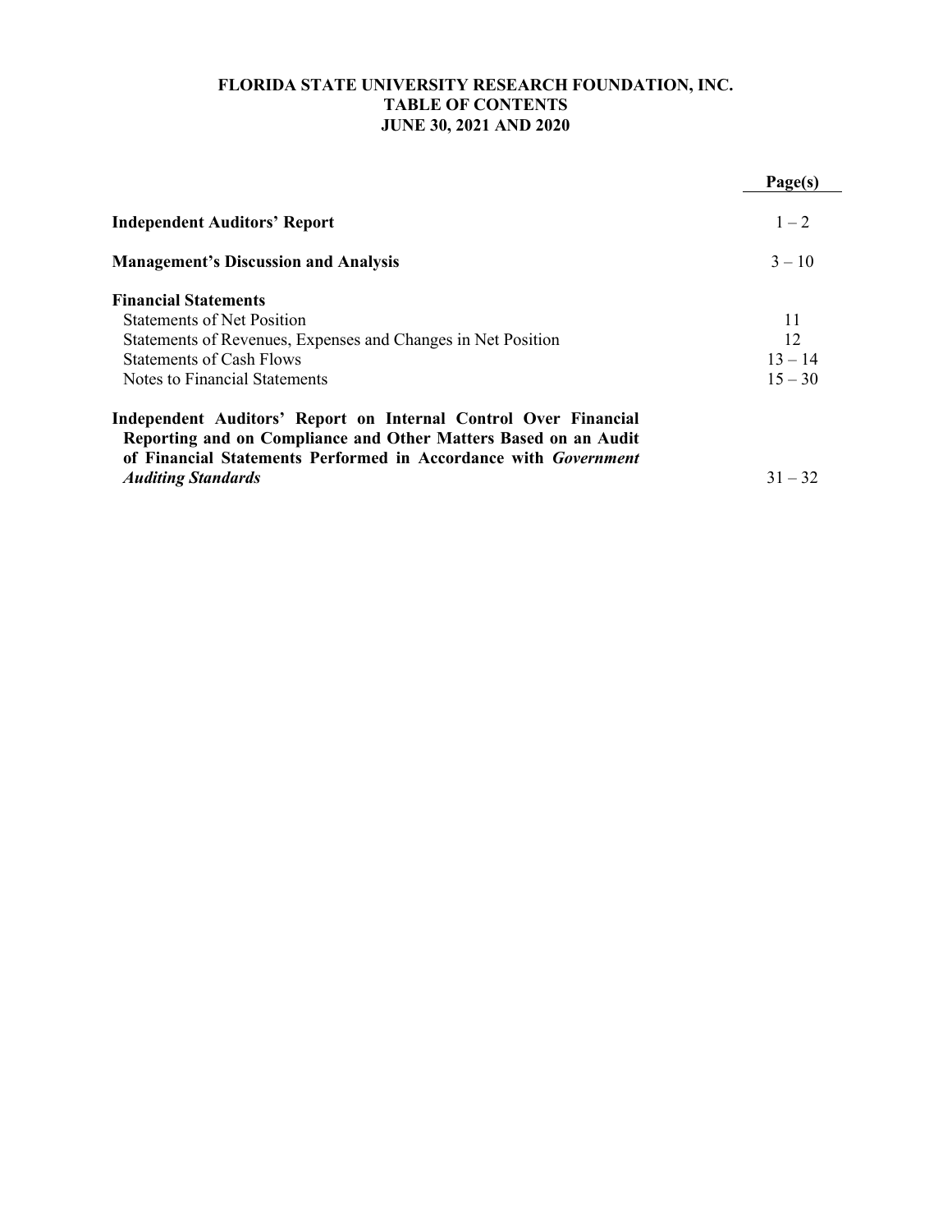# FLORIDA STATE UNIVERSITY RESEARCH FOUNDATION, INC.
## TABLE OF CONTENTS
## JUNE 30, 2021 AND 2020

| | Page(s) |
|---|---|
| **Independent Auditors' Report** | 1 – 2 |
| **Management's Discussion and Analysis** | 3 – 10 |
| **Financial Statements** | |
| Statements of Net Position | 11 |
| Statements of Revenues, Expenses and Changes in Net Position | 12 |
| Statements of Cash Flows | 13 – 14 |
| Notes to Financial Statements | 15 – 30 |
| **Independent Auditors' Report on Internal Control Over Financial Reporting and on Compliance and Other Matters Based on an Audit of Financial Statements Performed in Accordance with *Government Auditing Standards*** | 31 – 32 |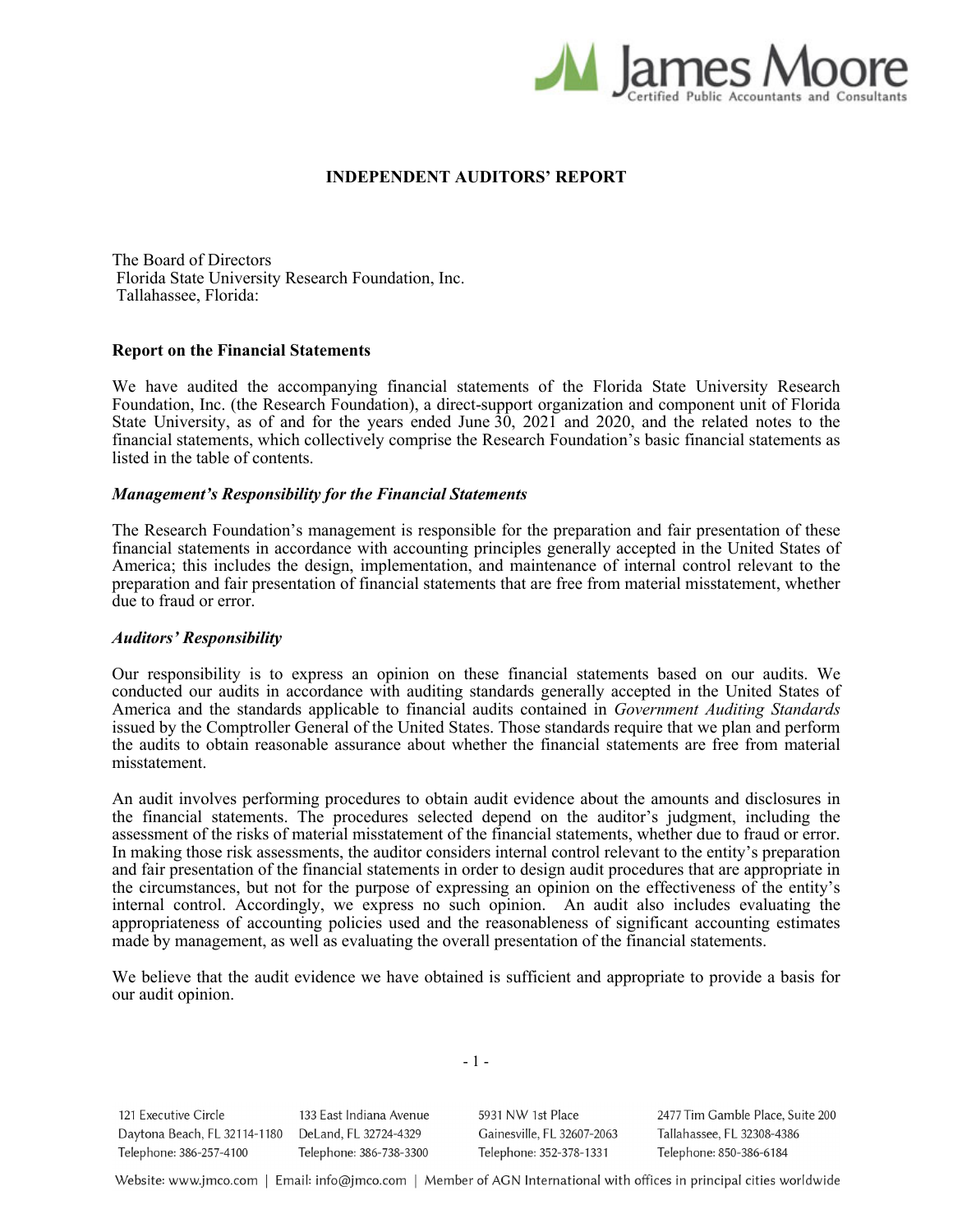# INDEPENDENT AUDITORS' REPORT

The Board of Directors
Florida State University Research Foundation, Inc.
Tallahassee, Florida:

## Report on the Financial Statements

We have audited the accompanying financial statements of the Florida State University Research Foundation, Inc. (the Research Foundation), a direct-support organization and component unit of Florida State University, as of and for the years ended June 30, 2021 and 2020, and the related notes to the financial statements, which collectively comprise the Research Foundation's basic financial statements as listed in the table of contents.

### *Management's Responsibility for the Financial Statements*

The Research Foundation's management is responsible for the preparation and fair presentation of these financial statements in accordance with accounting principles generally accepted in the United States of America; this includes the design, implementation, and maintenance of internal control relevant to the preparation and fair presentation of financial statements that are free from material misstatement, whether due to fraud or error.

### *Auditors' Responsibility*

Our responsibility is to express an opinion on these financial statements based on our audits. We conducted our audits in accordance with auditing standards generally accepted in the United States of America and the standards applicable to financial audits contained in *Government Auditing Standards* issued by the Comptroller General of the United States. Those standards require that we plan and perform the audits to obtain reasonable assurance about whether the financial statements are free from material misstatement.

An audit involves performing procedures to obtain audit evidence about the amounts and disclosures in the financial statements. The procedures selected depend on the auditor's judgment, including the assessment of the risks of material misstatement of the financial statements, whether due to fraud or error. In making those risk assessments, the auditor considers internal control relevant to the entity's preparation and fair presentation of the financial statements in order to design audit procedures that are appropriate in the circumstances, but not for the purpose of expressing an opinion on the effectiveness of the entity's internal control. Accordingly, we express no such opinion. An audit also includes evaluating the appropriateness of accounting policies used and the reasonableness of significant accounting estimates made by management, as well as evaluating the overall presentation of the financial statements.

We believe that the audit evidence we have obtained is sufficient and appropriate to provide a basis for our audit opinion.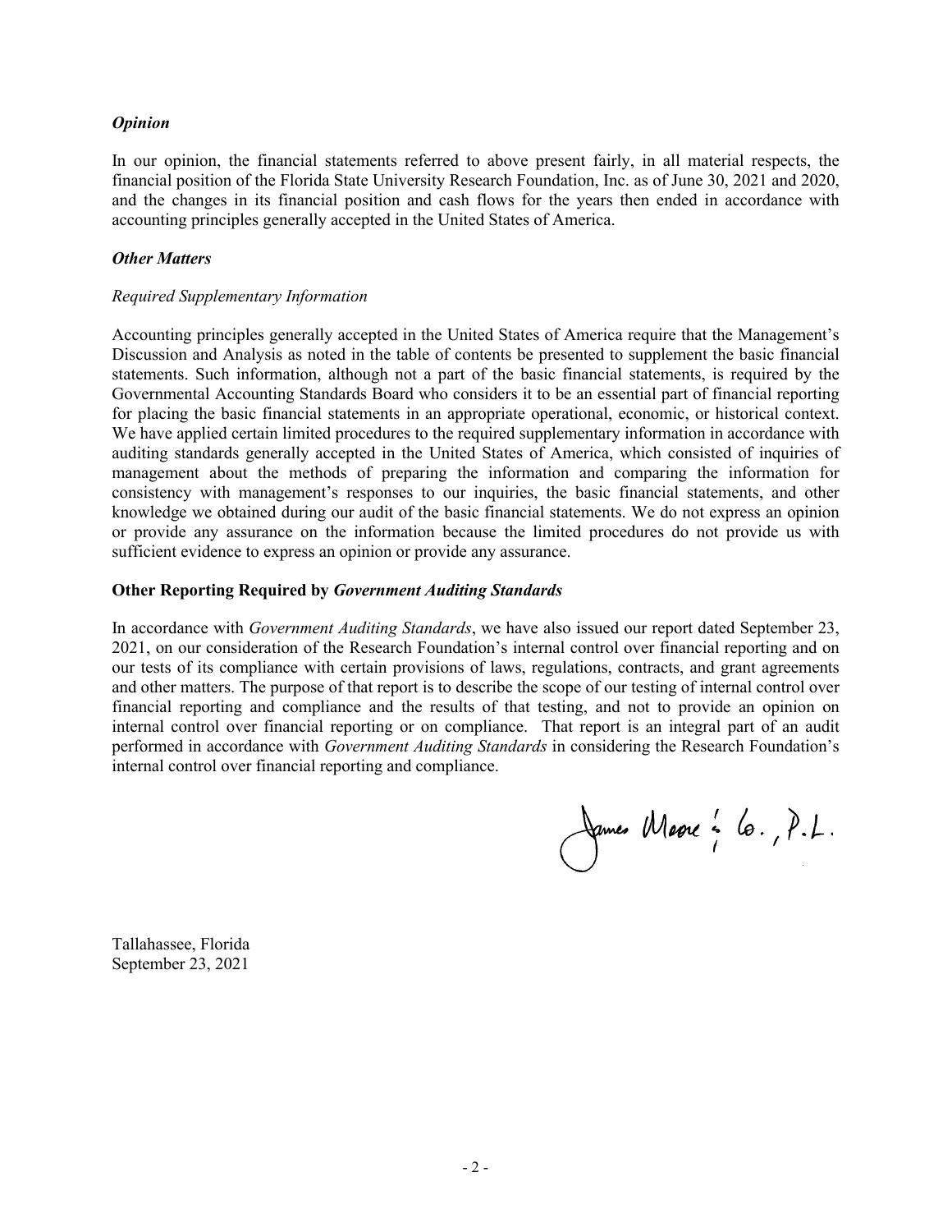### *Opinion*

In our opinion, the financial statements referred to above present fairly, in all material respects, the financial position of the Florida State University Research Foundation, Inc. as of June 30, 2021 and 2020, and the changes in its financial position and cash flows for the years then ended in accordance with accounting principles generally accepted in the United States of America.

### *Other Matters*

*Required Supplementary Information*

Accounting principles generally accepted in the United States of America require that the Management's Discussion and Analysis as noted in the table of contents be presented to supplement the basic financial statements. Such information, although not a part of the basic financial statements, is required by the Governmental Accounting Standards Board who considers it to be an essential part of financial reporting for placing the basic financial statements in an appropriate operational, economic, or historical context. We have applied certain limited procedures to the required supplementary information in accordance with auditing standards generally accepted in the United States of America, which consisted of inquiries of management about the methods of preparing the information and comparing the information for consistency with management's responses to our inquiries, the basic financial statements, and other knowledge we obtained during our audit of the basic financial statements. We do not express an opinion or provide any assurance on the information because the limited procedures do not provide us with sufficient evidence to express an opinion or provide any assurance.

### Other Reporting Required by *Government Auditing Standards*

In accordance with *Government Auditing Standards*, we have also issued our report dated September 23, 2021, on our consideration of the Research Foundation's internal control over financial reporting and on our tests of its compliance with certain provisions of laws, regulations, contracts, and grant agreements and other matters. The purpose of that report is to describe the scope of our testing of internal control over financial reporting and compliance and the results of that testing, and not to provide an opinion on internal control over financial reporting or on compliance. That report is an integral part of an audit performed in accordance with *Government Auditing Standards* in considering the Research Foundation's internal control over financial reporting and compliance.

James Moore & Co., P.L.

Tallahassee, Florida
September 23, 2021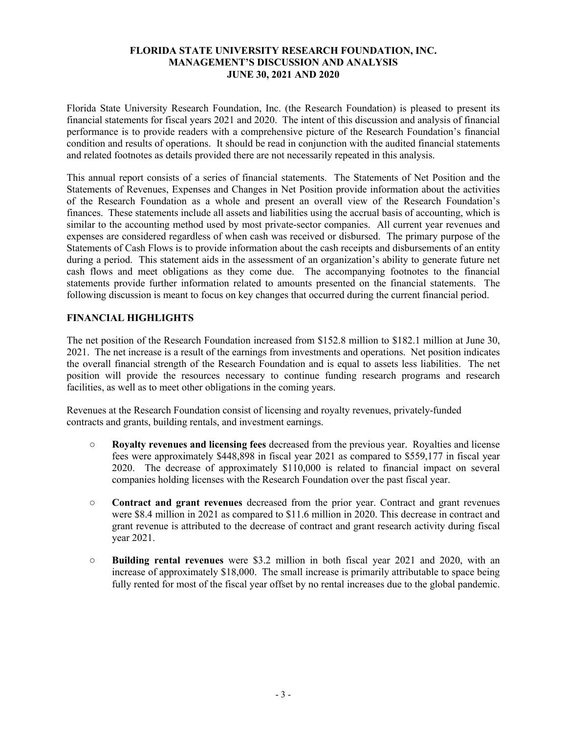# FLORIDA STATE UNIVERSITY RESEARCH FOUNDATION, INC.
## MANAGEMENT'S DISCUSSION AND ANALYSIS
## JUNE 30, 2021 AND 2020

Florida State University Research Foundation, Inc. (the Research Foundation) is pleased to present its financial statements for fiscal years 2021 and 2020. The intent of this discussion and analysis of financial performance is to provide readers with a comprehensive picture of the Research Foundation's financial condition and results of operations. It should be read in conjunction with the audited financial statements and related footnotes as details provided there are not necessarily repeated in this analysis.

This annual report consists of a series of financial statements. The Statements of Net Position and the Statements of Revenues, Expenses and Changes in Net Position provide information about the activities of the Research Foundation as a whole and present an overall view of the Research Foundation's finances. These statements include all assets and liabilities using the accrual basis of accounting, which is similar to the accounting method used by most private-sector companies. All current year revenues and expenses are considered regardless of when cash was received or disbursed. The primary purpose of the Statements of Cash Flows is to provide information about the cash receipts and disbursements of an entity during a period. This statement aids in the assessment of an organization's ability to generate future net cash flows and meet obligations as they come due. The accompanying footnotes to the financial statements provide further information related to amounts presented on the financial statements. The following discussion is meant to focus on key changes that occurred during the current financial period.

## FINANCIAL HIGHLIGHTS

The net position of the Research Foundation increased from $152.8 million to $182.1 million at June 30, 2021. The net increase is a result of the earnings from investments and operations. Net position indicates the overall financial strength of the Research Foundation and is equal to assets less liabilities. The net position will provide the resources necessary to continue funding research programs and research facilities, as well as to meet other obligations in the coming years.

Revenues at the Research Foundation consist of licensing and royalty revenues, privately-funded contracts and grants, building rentals, and investment earnings.

- **Royalty revenues and licensing fees** decreased from the previous year. Royalties and license fees were approximately $448,898 in fiscal year 2021 as compared to $559,177 in fiscal year 2020. The decrease of approximately $110,000 is related to financial impact on several companies holding licenses with the Research Foundation over the past fiscal year.

- **Contract and grant revenues** decreased from the prior year. Contract and grant revenues were $8.4 million in 2021 as compared to $11.6 million in 2020. This decrease in contract and grant revenue is attributed to the decrease of contract and grant research activity during fiscal year 2021.

- **Building rental revenues** were $3.2 million in both fiscal year 2021 and 2020, with an increase of approximately $18,000. The small increase is primarily attributable to space being fully rented for most of the fiscal year offset by no rental increases due to the global pandemic.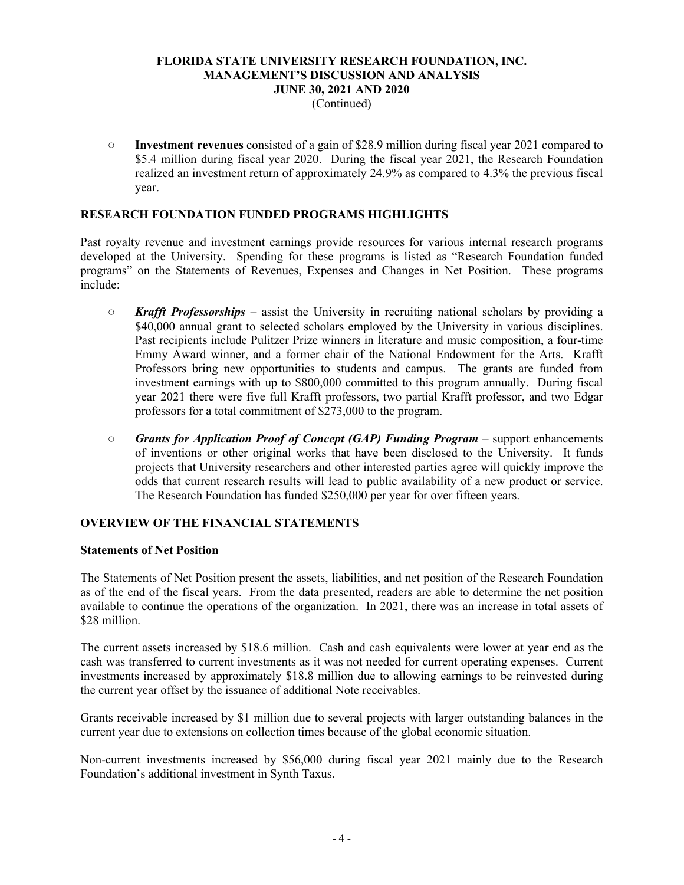- **Investment revenues** consisted of a gain of $28.9 million during fiscal year 2021 compared to $5.4 million during fiscal year 2020. During the fiscal year 2021, the Research Foundation realized an investment return of approximately 24.9% as compared to 4.3% the previous fiscal year.

## RESEARCH FOUNDATION FUNDED PROGRAMS HIGHLIGHTS

Past royalty revenue and investment earnings provide resources for various internal research programs developed at the University. Spending for these programs is listed as "Research Foundation funded programs" on the Statements of Revenues, Expenses and Changes in Net Position. These programs include:

- ***Krafft Professorships*** – assist the University in recruiting national scholars by providing a $40,000 annual grant to selected scholars employed by the University in various disciplines. Past recipients include Pulitzer Prize winners in literature and music composition, a four-time Emmy Award winner, and a former chair of the National Endowment for the Arts. Krafft Professors bring new opportunities to students and campus. The grants are funded from investment earnings with up to $800,000 committed to this program annually. During fiscal year 2021 there were five full Krafft professors, two partial Krafft professor, and two Edgar professors for a total commitment of $273,000 to the program.

- ***Grants for Application Proof of Concept (GAP) Funding Program*** – support enhancements of inventions or other original works that have been disclosed to the University. It funds projects that University researchers and other interested parties agree will quickly improve the odds that current research results will lead to public availability of a new product or service. The Research Foundation has funded $250,000 per year for over fifteen years.

## OVERVIEW OF THE FINANCIAL STATEMENTS

### Statements of Net Position

The Statements of Net Position present the assets, liabilities, and net position of the Research Foundation as of the end of the fiscal years. From the data presented, readers are able to determine the net position available to continue the operations of the organization. In 2021, there was an increase in total assets of $28 million.

The current assets increased by $18.6 million. Cash and cash equivalents were lower at year end as the cash was transferred to current investments as it was not needed for current operating expenses. Current investments increased by approximately $18.8 million due to allowing earnings to be reinvested during the current year offset by the issuance of additional Note receivables.

Grants receivable increased by $1 million due to several projects with larger outstanding balances in the current year due to extensions on collection times because of the global economic situation.

Non-current investments increased by $56,000 during fiscal year 2021 mainly due to the Research Foundation's additional investment in Synth Taxus.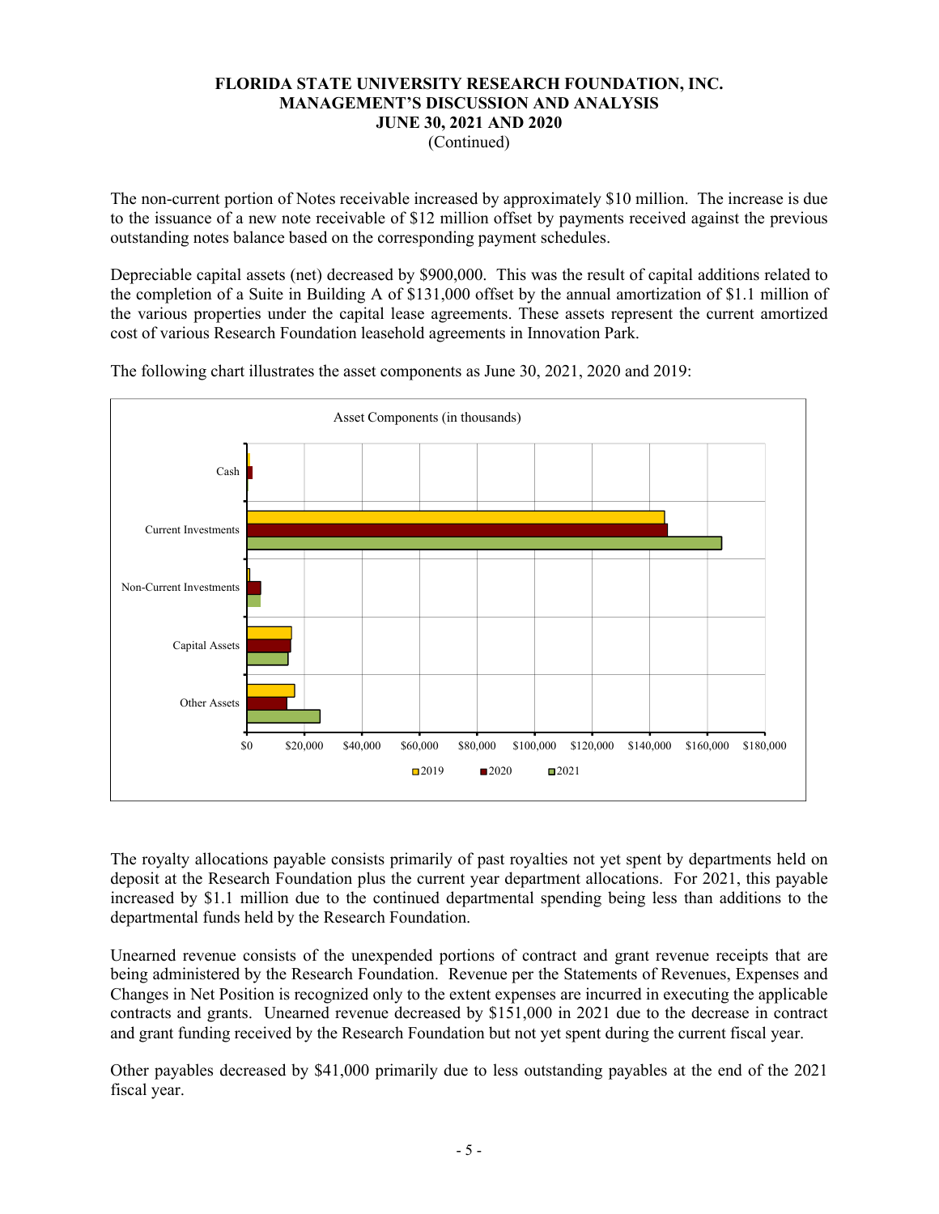# FLORIDA STATE UNIVERSITY RESEARCH FOUNDATION, INC.
## MANAGEMENT'S DISCUSSION AND ANALYSIS
## JUNE 30, 2021 AND 2020
(Continued)

The non-current portion of Notes receivable increased by approximately \$10 million. The increase is due to the issuance of a new note receivable of \$12 million offset by payments received against the previous outstanding notes balance based on the corresponding payment schedules.

Depreciable capital assets (net) decreased by \$900,000. This was the result of capital additions related to the completion of a Suite in Building A of \$131,000 offset by the annual amortization of \$1.1 million of the various properties under the capital lease agreements. These assets represent the current amortized cost of various Research Foundation leasehold agreements in Innovation Park.

The following chart illustrates the asset components as June 30, 2021, 2020 and 2019:

Asset Components (in thousands)

Categories: Cash, Current Investments, Non-Current Investments, Capital Assets, Other Assets

Axis: \$0, \$20,000, \$40,000, \$60,000, \$80,000, \$100,000, \$120,000, \$140,000, \$160,000, \$180,000

Legend: 2019, 2020, 2021

The royalty allocations payable consists primarily of past royalties not yet spent by departments held on deposit at the Research Foundation plus the current year department allocations. For 2021, this payable increased by \$1.1 million due to the continued departmental spending being less than additions to the departmental funds held by the Research Foundation.

Unearned revenue consists of the unexpended portions of contract and grant revenue receipts that are being administered by the Research Foundation. Revenue per the Statements of Revenues, Expenses and Changes in Net Position is recognized only to the extent expenses are incurred in executing the applicable contracts and grants. Unearned revenue decreased by \$151,000 in 2021 due to the decrease in contract and grant funding received by the Research Foundation but not yet spent during the current fiscal year.

Other payables decreased by \$41,000 primarily due to less outstanding payables at the end of the 2021 fiscal year.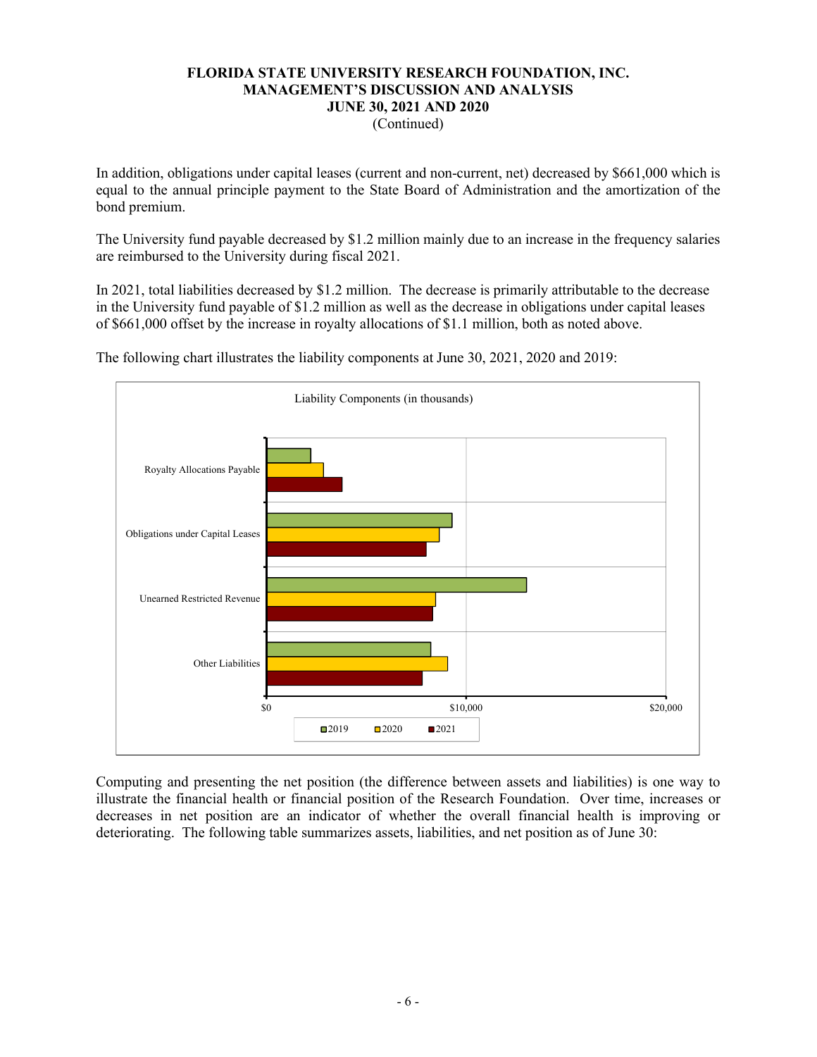In addition, obligations under capital leases (current and non-current, net) decreased by $661,000 which is equal to the annual principle payment to the State Board of Administration and the amortization of the bond premium.

The University fund payable decreased by $1.2 million mainly due to an increase in the frequency salaries are reimbursed to the University during fiscal 2021.

In 2021, total liabilities decreased by $1.2 million. The decrease is primarily attributable to the decrease in the University fund payable of $1.2 million as well as the decrease in obligations under capital leases of $661,000 offset by the increase in royalty allocations of $1.1 million, both as noted above.

The following chart illustrates the liability components at June 30, 2021, 2020 and 2019:

Liability Components (in thousands)

- Royalty Allocations Payable
- Obligations under Capital Leases
- Unearned Restricted Revenue
- Other Liabilities

$0 | $10,000 | $20,000

2019 | 2020 | 2021

Computing and presenting the net position (the difference between assets and liabilities) is one way to illustrate the financial health or financial position of the Research Foundation. Over time, increases or decreases in net position are an indicator of whether the overall financial health is improving or deteriorating. The following table summarizes assets, liabilities, and net position as of June 30: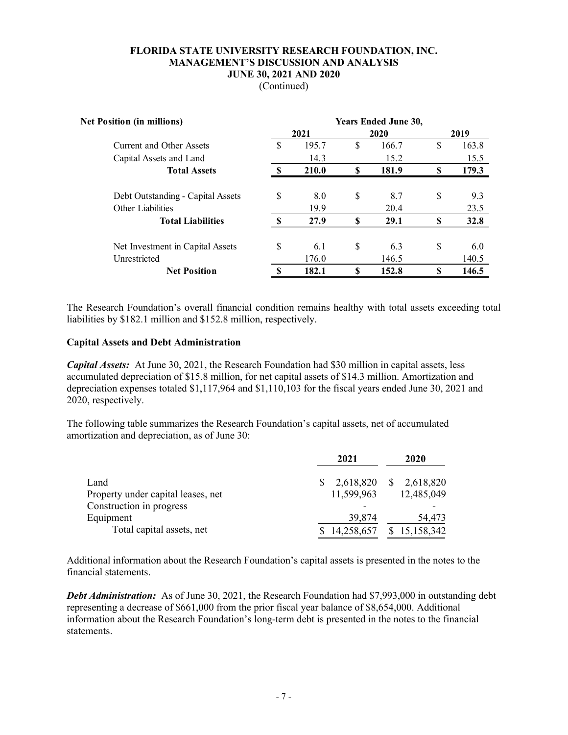# FLORIDA STATE UNIVERSITY RESEARCH FOUNDATION, INC.
## MANAGEMENT'S DISCUSSION AND ANALYSIS
## JUNE 30, 2021 AND 2020
(Continued)

| Net Position (in millions) | Years Ended June 30, | | |
|---|---|---|---|
| | 2021 | 2020 | 2019 |
| Current and Other Assets | $ 195.7 | $ 166.7 | $ 163.8 |
| Capital Assets and Land | 14.3 | 15.2 | 15.5 |
| **Total Assets** | **$ 210.0** | **$ 181.9** | **$ 179.3** |
| | | | |
| Debt Outstanding - Capital Assets | $ 8.0 | $ 8.7 | $ 9.3 |
| Other Liabilities | 19.9 | 20.4 | 23.5 |
| **Total Liabilities** | **$ 27.9** | **$ 29.1** | **$ 32.8** |
| | | | |
| Net Investment in Capital Assets | $ 6.1 | $ 6.3 | $ 6.0 |
| Unrestricted | 176.0 | 146.5 | 140.5 |
| **Net Position** | **$ 182.1** | **$ 152.8** | **$ 146.5** |

The Research Foundation's overall financial condition remains healthy with total assets exceeding total liabilities by $182.1 million and $152.8 million, respectively.

### Capital Assets and Debt Administration

***Capital Assets:*** At June 30, 2021, the Research Foundation had $30 million in capital assets, less accumulated depreciation of $15.8 million, for net capital assets of $14.3 million. Amortization and depreciation expenses totaled $1,117,964 and $1,110,103 for the fiscal years ended June 30, 2021 and 2020, respectively.

The following table summarizes the Research Foundation's capital assets, net of accumulated amortization and depreciation, as of June 30:

| | 2021 | 2020 |
|---|---|---|
| Land | $ 2,618,820 | $ 2,618,820 |
| Property under capital leases, net | 11,599,963 | 12,485,049 |
| Construction in progress | - | - |
| Equipment | 39,874 | 54,473 |
| Total capital assets, net | $ 14,258,657 | $ 15,158,342 |

Additional information about the Research Foundation's capital assets is presented in the notes to the financial statements.

***Debt Administration:*** As of June 30, 2021, the Research Foundation had $7,993,000 in outstanding debt representing a decrease of $661,000 from the prior fiscal year balance of $8,654,000. Additional information about the Research Foundation's long-term debt is presented in the notes to the financial statements.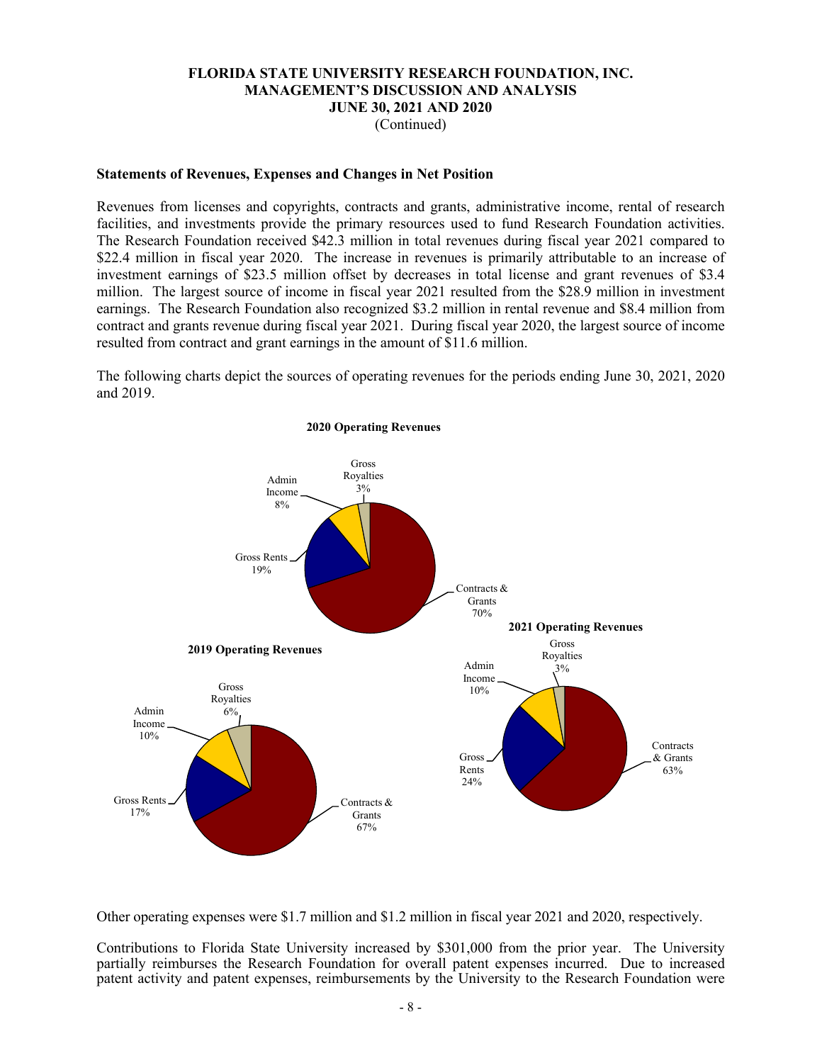### Statements of Revenues, Expenses and Changes in Net Position

Revenues from licenses and copyrights, contracts and grants, administrative income, rental of research facilities, and investments provide the primary resources used to fund Research Foundation activities. The Research Foundation received $42.3 million in total revenues during fiscal year 2021 compared to $22.4 million in fiscal year 2020. The increase in revenues is primarily attributable to an increase of investment earnings of $23.5 million offset by decreases in total license and grant revenues of $3.4 million. The largest source of income in fiscal year 2021 resulted from the $28.9 million in investment earnings. The Research Foundation also recognized $3.2 million in rental revenue and $8.4 million from contract and grants revenue during fiscal year 2021. During fiscal year 2020, the largest source of income resulted from contract and grant earnings in the amount of $11.6 million.

The following charts depict the sources of operating revenues for the periods ending June 30, 2021, 2020 and 2019.

**2020 Operating Revenues**

- Contracts & Grants 70%
- Gross Rents 19%
- Admin Income 8%
- Gross Royalties 3%

**2019 Operating Revenues**

- Contracts & Grants 67%
- Gross Rents 17%
- Admin Income 10%
- Gross Royalties 6%

**2021 Operating Revenues**

- Contracts & Grants 63%
- Gross Rents 24%
- Admin Income 10%
- Gross Royalties 3%

Other operating expenses were $1.7 million and $1.2 million in fiscal year 2021 and 2020, respectively.

Contributions to Florida State University increased by $301,000 from the prior year. The University partially reimburses the Research Foundation for overall patent expenses incurred. Due to increased patent activity and patent expenses, reimbursements by the University to the Research Foundation were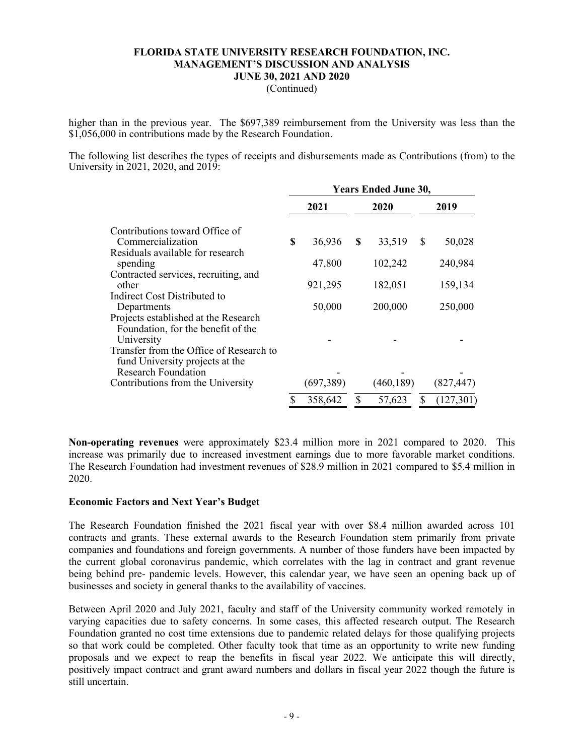higher than in the previous year. The $697,389 reimbursement from the University was less than the $1,056,000 in contributions made by the Research Foundation.

The following list describes the types of receipts and disbursements made as Contributions (from) to the University in 2021, 2020, and 2019:

| | Years Ended June 30, | | |
|---|---|---|---|
| | 2021 | 2020 | 2019 |
| Contributions toward Office of Commercialization | $ 36,936 | $ 33,519 | $ 50,028 |
| Residuals available for research spending | 47,800 | 102,242 | 240,984 |
| Contracted services, recruiting, and other | 921,295 | 182,051 | 159,134 |
| Indirect Cost Distributed to Departments | 50,000 | 200,000 | 250,000 |
| Projects established at the Research Foundation, for the benefit of the University | - | - | - |
| Transfer from the Office of Research to fund University projects at the Research Foundation | - | - | - |
| Contributions from the University | (697,389) | (460,189) | (827,447) |
| | $ 358,642 | $ 57,623 | $ (127,301) |

**Non-operating revenues** were approximately $23.4 million more in 2021 compared to 2020. This increase was primarily due to increased investment earnings due to more favorable market conditions. The Research Foundation had investment revenues of $28.9 million in 2021 compared to $5.4 million in 2020.

**Economic Factors and Next Year's Budget**

The Research Foundation finished the 2021 fiscal year with over $8.4 million awarded across 101 contracts and grants. These external awards to the Research Foundation stem primarily from private companies and foundations and foreign governments. A number of those funders have been impacted by the current global coronavirus pandemic, which correlates with the lag in contract and grant revenue being behind pre- pandemic levels. However, this calendar year, we have seen an opening back up of businesses and society in general thanks to the availability of vaccines.

Between April 2020 and July 2021, faculty and staff of the University community worked remotely in varying capacities due to safety concerns. In some cases, this affected research output. The Research Foundation granted no cost time extensions due to pandemic related delays for those qualifying projects so that work could be completed. Other faculty took that time as an opportunity to write new funding proposals and we expect to reap the benefits in fiscal year 2022. We anticipate this will directly, positively impact contract and grant award numbers and dollars in fiscal year 2022 though the future is still uncertain.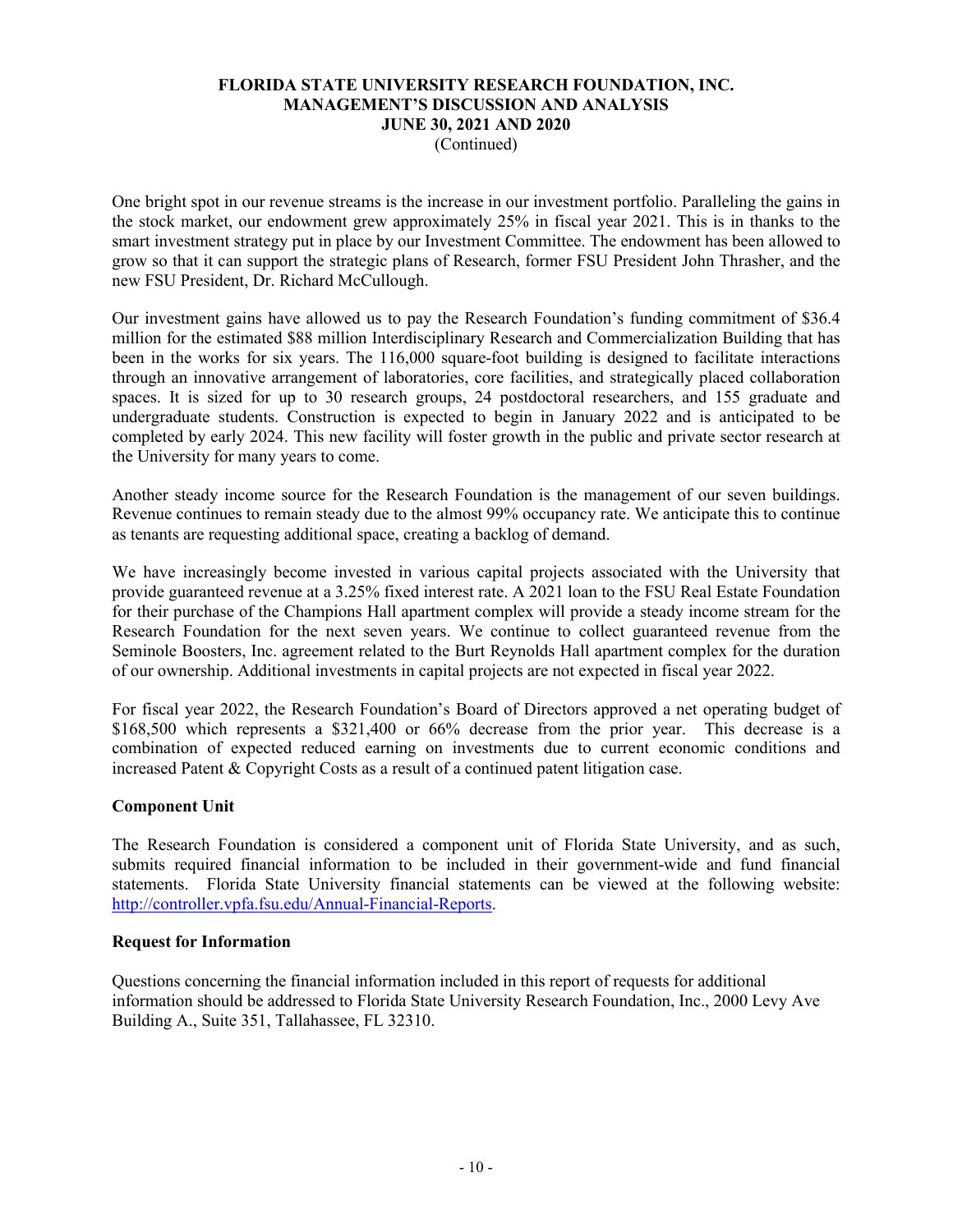One bright spot in our revenue streams is the increase in our investment portfolio. Paralleling the gains in the stock market, our endowment grew approximately 25% in fiscal year 2021. This is in thanks to the smart investment strategy put in place by our Investment Committee. The endowment has been allowed to grow so that it can support the strategic plans of Research, former FSU President John Thrasher, and the new FSU President, Dr. Richard McCullough.

Our investment gains have allowed us to pay the Research Foundation's funding commitment of $36.4 million for the estimated $88 million Interdisciplinary Research and Commercialization Building that has been in the works for six years. The 116,000 square-foot building is designed to facilitate interactions through an innovative arrangement of laboratories, core facilities, and strategically placed collaboration spaces. It is sized for up to 30 research groups, 24 postdoctoral researchers, and 155 graduate and undergraduate students. Construction is expected to begin in January 2022 and is anticipated to be completed by early 2024. This new facility will foster growth in the public and private sector research at the University for many years to come.

Another steady income source for the Research Foundation is the management of our seven buildings. Revenue continues to remain steady due to the almost 99% occupancy rate. We anticipate this to continue as tenants are requesting additional space, creating a backlog of demand.

We have increasingly become invested in various capital projects associated with the University that provide guaranteed revenue at a 3.25% fixed interest rate. A 2021 loan to the FSU Real Estate Foundation for their purchase of the Champions Hall apartment complex will provide a steady income stream for the Research Foundation for the next seven years. We continue to collect guaranteed revenue from the Seminole Boosters, Inc. agreement related to the Burt Reynolds Hall apartment complex for the duration of our ownership. Additional investments in capital projects are not expected in fiscal year 2022.

For fiscal year 2022, the Research Foundation's Board of Directors approved a net operating budget of $168,500 which represents a $321,400 or 66% decrease from the prior year. This decrease is a combination of expected reduced earning on investments due to current economic conditions and increased Patent & Copyright Costs as a result of a continued patent litigation case.

**Component Unit**

The Research Foundation is considered a component unit of Florida State University, and as such, submits required financial information to be included in their government-wide and fund financial statements. Florida State University financial statements can be viewed at the following website: http://controller.vpfa.fsu.edu/Annual-Financial-Reports.

**Request for Information**

Questions concerning the financial information included in this report of requests for additional information should be addressed to Florida State University Research Foundation, Inc., 2000 Levy Ave Building A., Suite 351, Tallahassee, FL 32310.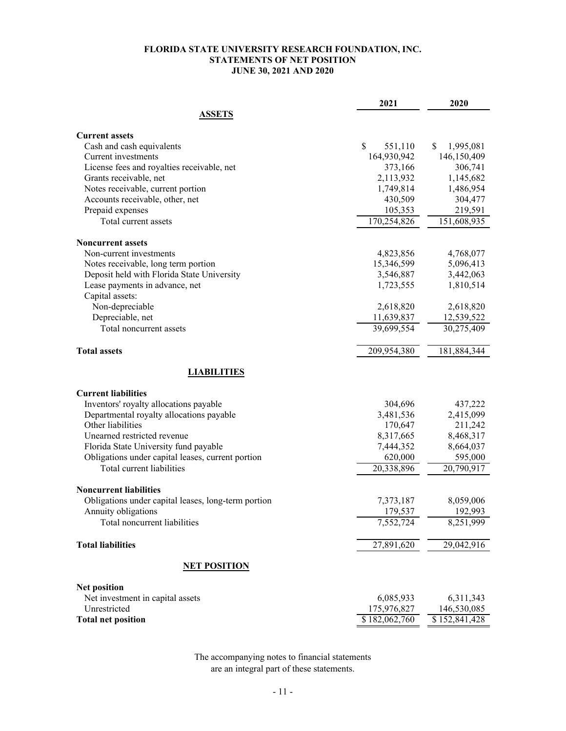# FLORIDA STATE UNIVERSITY RESEARCH FOUNDATION, INC.
## STATEMENTS OF NET POSITION
### JUNE 30, 2021 AND 2020

| | 2021 | 2020 |
|---|---|---|
| **ASSETS** | | |
| **Current assets** | | |
| Cash and cash equivalents | $ 551,110 | $ 1,995,081 |
| Current investments | 164,930,942 | 146,150,409 |
| License fees and royalties receivable, net | 373,166 | 306,741 |
| Grants receivable, net | 2,113,932 | 1,145,682 |
| Notes receivable, current portion | 1,749,814 | 1,486,954 |
| Accounts receivable, other, net | 430,509 | 304,477 |
| Prepaid expenses | 105,353 | 219,591 |
| Total current assets | 170,254,826 | 151,608,935 |
| **Noncurrent assets** | | |
| Non-current investments | 4,823,856 | 4,768,077 |
| Notes receivable, long term portion | 15,346,599 | 5,096,413 |
| Deposit held with Florida State University | 3,546,887 | 3,442,063 |
| Lease payments in advance, net | 1,723,555 | 1,810,514 |
| Capital assets: | | |
| Non-depreciable | 2,618,820 | 2,618,820 |
| Depreciable, net | 11,639,837 | 12,539,522 |
| Total noncurrent assets | 39,699,554 | 30,275,409 |
| **Total assets** | 209,954,380 | 181,884,344 |
| **LIABILITIES** | | |
| **Current liabilities** | | |
| Inventors' royalty allocations payable | 304,696 | 437,222 |
| Departmental royalty allocations payable | 3,481,536 | 2,415,099 |
| Other liabilities | 170,647 | 211,242 |
| Unearned restricted revenue | 8,317,665 | 8,468,317 |
| Florida State University fund payable | 7,444,352 | 8,664,037 |
| Obligations under capital leases, current portion | 620,000 | 595,000 |
| Total current liabilities | 20,338,896 | 20,790,917 |
| **Noncurrent liabilities** | | |
| Obligations under capital leases, long-term portion | 7,373,187 | 8,059,006 |
| Annuity obligations | 179,537 | 192,993 |
| Total noncurrent liabilities | 7,552,724 | 8,251,999 |
| **Total liabilities** | 27,891,620 | 29,042,916 |
| **NET POSITION** | | |
| **Net position** | | |
| Net investment in capital assets | 6,085,933 | 6,311,343 |
| Unrestricted | 175,976,827 | 146,530,085 |
| **Total net position** | $ 182,062,760 | $ 152,841,428 |

The accompanying notes to financial statements are an integral part of these statements.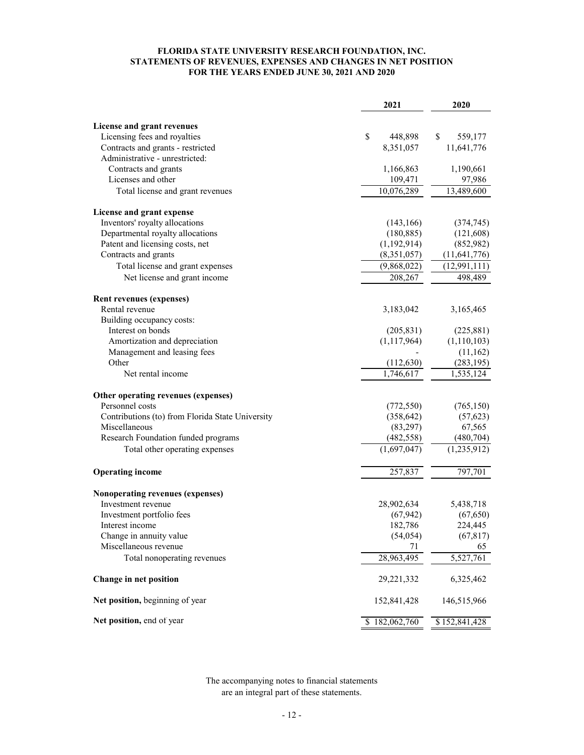# FLORIDA STATE UNIVERSITY RESEARCH FOUNDATION, INC.
## STATEMENTS OF REVENUES, EXPENSES AND CHANGES IN NET POSITION
### FOR THE YEARS ENDED JUNE 30, 2021 AND 2020

| | 2021 | 2020 |
|---|---|---|
| **License and grant revenues** | | |
| Licensing fees and royalties | $ 448,898 | $ 559,177 |
| Contracts and grants - restricted | 8,351,057 | 11,641,776 |
| Administrative - unrestricted: | | |
| Contracts and grants | 1,166,863 | 1,190,661 |
| Licenses and other | 109,471 | 97,986 |
| Total license and grant revenues | 10,076,289 | 13,489,600 |
| **License and grant expense** | | |
| Inventors' royalty allocations | (143,166) | (374,745) |
| Departmental royalty allocations | (180,885) | (121,608) |
| Patent and licensing costs, net | (1,192,914) | (852,982) |
| Contracts and grants | (8,351,057) | (11,641,776) |
| Total license and grant expenses | (9,868,022) | (12,991,111) |
| Net license and grant income | 208,267 | 498,489 |
| **Rent revenues (expenses)** | | |
| Rental revenue | 3,183,042 | 3,165,465 |
| Building occupancy costs: | | |
| Interest on bonds | (205,831) | (225,881) |
| Amortization and depreciation | (1,117,964) | (1,110,103) |
| Management and leasing fees | - | (11,162) |
| Other | (112,630) | (283,195) |
| Net rental income | 1,746,617 | 1,535,124 |
| **Other operating revenues (expenses)** | | |
| Personnel costs | (772,550) | (765,150) |
| Contributions (to) from Florida State University | (358,642) | (57,623) |
| Miscellaneous | (83,297) | 67,565 |
| Research Foundation funded programs | (482,558) | (480,704) |
| Total other operating expenses | (1,697,047) | (1,235,912) |
| **Operating income** | 257,837 | 797,701 |
| **Nonoperating revenues (expenses)** | | |
| Investment revenue | 28,902,634 | 5,438,718 |
| Investment portfolio fees | (67,942) | (67,650) |
| Interest income | 182,786 | 224,445 |
| Change in annuity value | (54,054) | (67,817) |
| Miscellaneous revenue | 71 | 65 |
| Total nonoperating revenues | 28,963,495 | 5,527,761 |
| **Change in net position** | 29,221,332 | 6,325,462 |
| **Net position,** beginning of year | 152,841,428 | 146,515,966 |
| **Net position,** end of year | $ 182,062,760 | $ 152,841,428 |

The accompanying notes to financial statements are an integral part of these statements.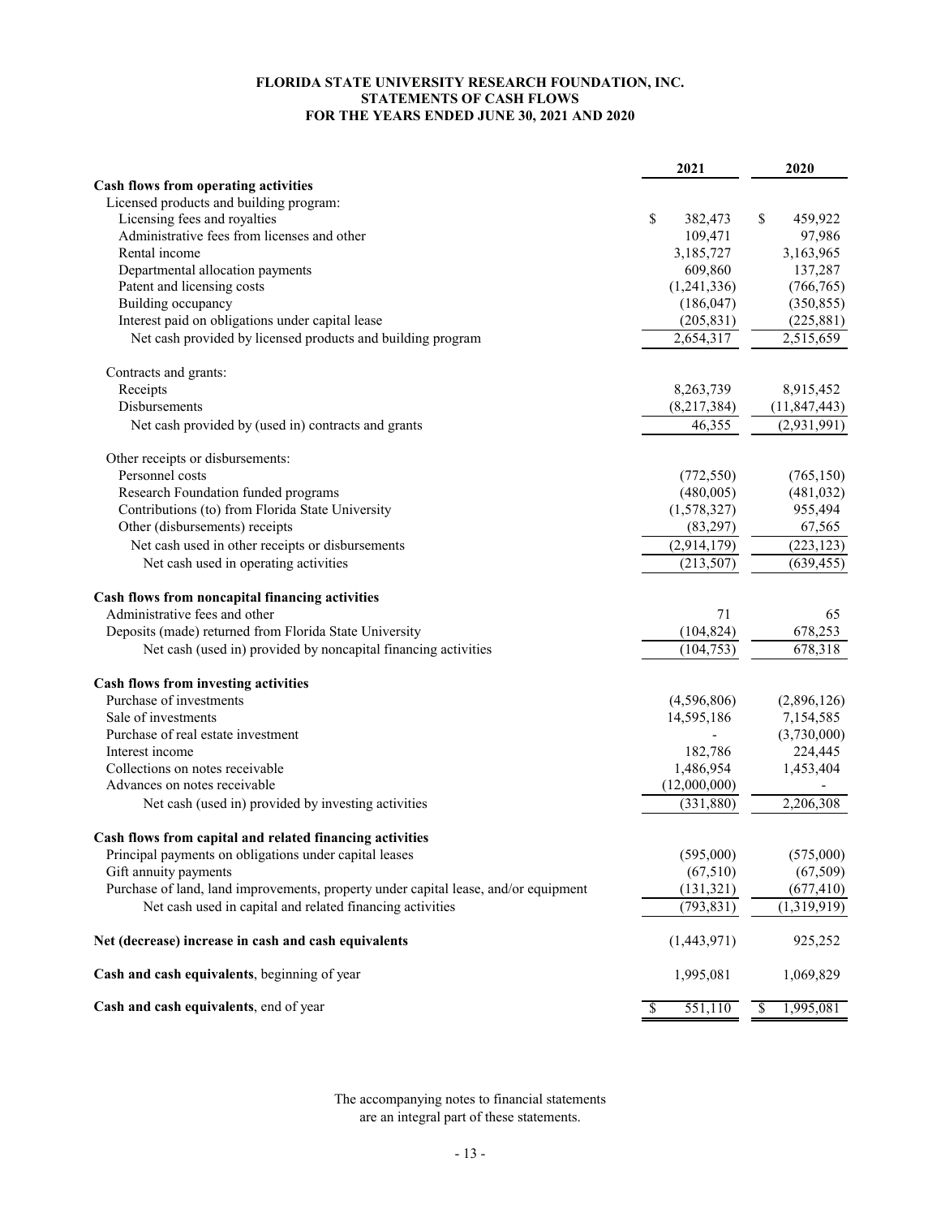# FLORIDA STATE UNIVERSITY RESEARCH FOUNDATION, INC.
## STATEMENTS OF CASH FLOWS
### FOR THE YEARS ENDED JUNE 30, 2021 AND 2020

| | 2021 | 2020 |
|---|---|---|
| **Cash flows from operating activities** | | |
| Licensed products and building program: | | |
| Licensing fees and royalties | $ 382,473 | $ 459,922 |
| Administrative fees from licenses and other | 109,471 | 97,986 |
| Rental income | 3,185,727 | 3,163,965 |
| Departmental allocation payments | 609,860 | 137,287 |
| Patent and licensing costs | (1,241,336) | (766,765) |
| Building occupancy | (186,047) | (350,855) |
| Interest paid on obligations under capital lease | (205,831) | (225,881) |
| Net cash provided by licensed products and building program | 2,654,317 | 2,515,659 |
| Contracts and grants: | | |
| Receipts | 8,263,739 | 8,915,452 |
| Disbursements | (8,217,384) | (11,847,443) |
| Net cash provided by (used in) contracts and grants | 46,355 | (2,931,991) |
| Other receipts or disbursements: | | |
| Personnel costs | (772,550) | (765,150) |
| Research Foundation funded programs | (480,005) | (481,032) |
| Contributions (to) from Florida State University | (1,578,327) | 955,494 |
| Other (disbursements) receipts | (83,297) | 67,565 |
| Net cash used in other receipts or disbursements | (2,914,179) | (223,123) |
| Net cash used in operating activities | (213,507) | (639,455) |
| **Cash flows from noncapital financing activities** | | |
| Administrative fees and other | 71 | 65 |
| Deposits (made) returned from Florida State University | (104,824) | 678,253 |
| Net cash (used in) provided by noncapital financing activities | (104,753) | 678,318 |
| **Cash flows from investing activities** | | |
| Purchase of investments | (4,596,806) | (2,896,126) |
| Sale of investments | 14,595,186 | 7,154,585 |
| Purchase of real estate investment | - | (3,730,000) |
| Interest income | 182,786 | 224,445 |
| Collections on notes receivable | 1,486,954 | 1,453,404 |
| Advances on notes receivable | (12,000,000) | - |
| Net cash (used in) provided by investing activities | (331,880) | 2,206,308 |
| **Cash flows from capital and related financing activities** | | |
| Principal payments on obligations under capital leases | (595,000) | (575,000) |
| Gift annuity payments | (67,510) | (67,509) |
| Purchase of land, land improvements, property under capital lease, and/or equipment | (131,321) | (677,410) |
| Net cash used in capital and related financing activities | (793,831) | (1,319,919) |
| **Net (decrease) increase in cash and cash equivalents** | (1,443,971) | 925,252 |
| **Cash and cash equivalents**, beginning of year | 1,995,081 | 1,069,829 |
| **Cash and cash equivalents**, end of year | $ 551,110 | $ 1,995,081 |

The accompanying notes to financial statements are an integral part of these statements.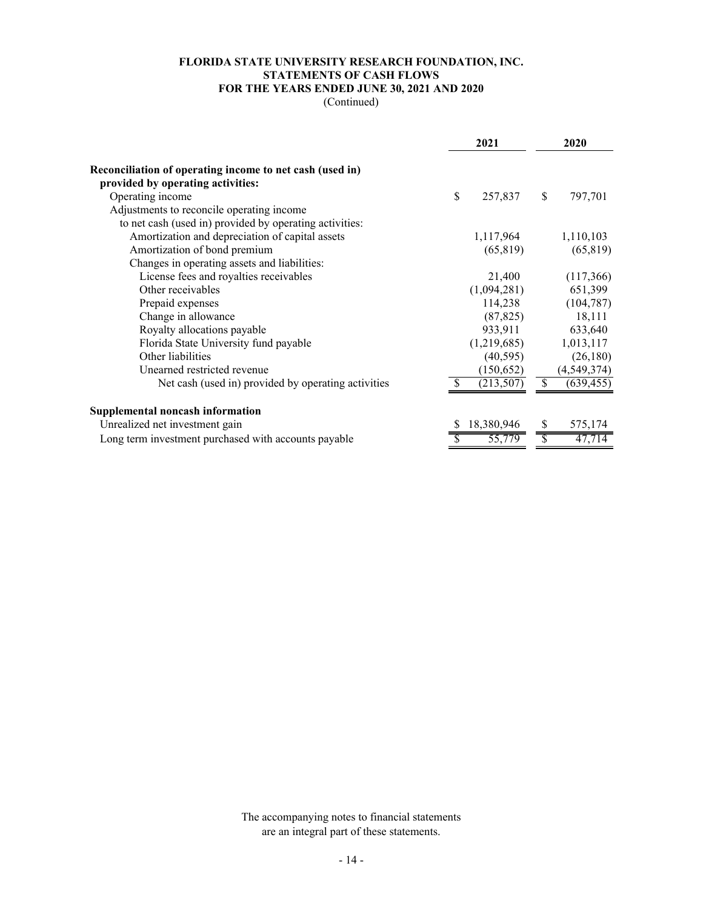**FLORIDA STATE UNIVERSITY RESEARCH FOUNDATION, INC.**
**STATEMENTS OF CASH FLOWS**
**FOR THE YEARS ENDED JUNE 30, 2021 AND 2020**
(Continued)

| | 2021 | 2020 |
|---|---|---|
| **Reconciliation of operating income to net cash (used in) provided by operating activities:** | | |
| Operating income | $ 257,837 | $ 797,701 |
| Adjustments to reconcile operating income to net cash (used in) provided by operating activities: | | |
| Amortization and depreciation of capital assets | 1,117,964 | 1,110,103 |
| Amortization of bond premium | (65,819) | (65,819) |
| Changes in operating assets and liabilities: | | |
| License fees and royalties receivables | 21,400 | (117,366) |
| Other receivables | (1,094,281) | 651,399 |
| Prepaid expenses | 114,238 | (104,787) |
| Change in allowance | (87,825) | 18,111 |
| Royalty allocations payable | 933,911 | 633,640 |
| Florida State University fund payable | (1,219,685) | 1,013,117 |
| Other liabilities | (40,595) | (26,180) |
| Unearned restricted revenue | (150,652) | (4,549,374) |
| Net cash (used in) provided by operating activities | $ (213,507) | $ (639,455) |
| **Supplemental noncash information** | | |
| Unrealized net investment gain | $ 18,380,946 | $ 575,174 |
| Long term investment purchased with accounts payable | $ 55,779 | $ 47,714 |

The accompanying notes to financial statements are an integral part of these statements.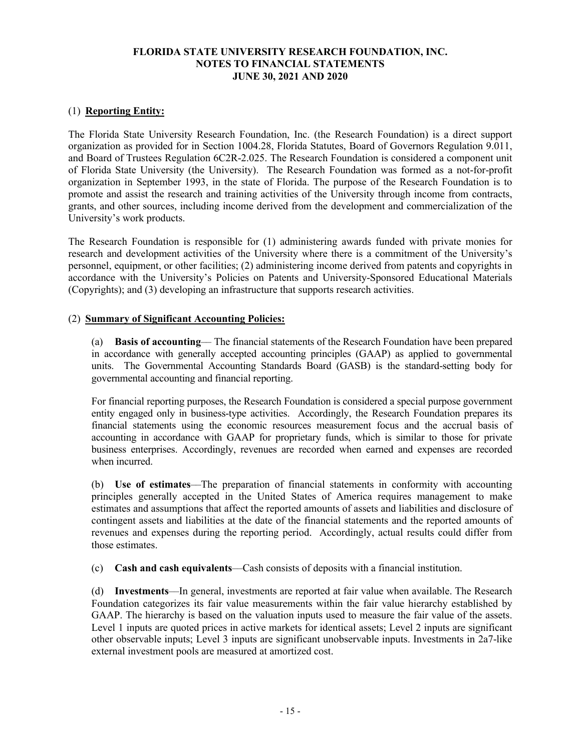**FLORIDA STATE UNIVERSITY RESEARCH FOUNDATION, INC.**
**NOTES TO FINANCIAL STATEMENTS**
**JUNE 30, 2021 AND 2020**

## (1) Reporting Entity:

The Florida State University Research Foundation, Inc. (the Research Foundation) is a direct support organization as provided for in Section 1004.28, Florida Statutes, Board of Governors Regulation 9.011, and Board of Trustees Regulation 6C2R-2.025. The Research Foundation is considered a component unit of Florida State University (the University). The Research Foundation was formed as a not-for-profit organization in September 1993, in the state of Florida. The purpose of the Research Foundation is to promote and assist the research and training activities of the University through income from contracts, grants, and other sources, including income derived from the development and commercialization of the University's work products.

The Research Foundation is responsible for (1) administering awards funded with private monies for research and development activities of the University where there is a commitment of the University's personnel, equipment, or other facilities; (2) administering income derived from patents and copyrights in accordance with the University's Policies on Patents and University-Sponsored Educational Materials (Copyrights); and (3) developing an infrastructure that supports research activities.

## (2) Summary of Significant Accounting Policies:

(a) **Basis of accounting**— The financial statements of the Research Foundation have been prepared in accordance with generally accepted accounting principles (GAAP) as applied to governmental units. The Governmental Accounting Standards Board (GASB) is the standard-setting body for governmental accounting and financial reporting.

For financial reporting purposes, the Research Foundation is considered a special purpose government entity engaged only in business-type activities. Accordingly, the Research Foundation prepares its financial statements using the economic resources measurement focus and the accrual basis of accounting in accordance with GAAP for proprietary funds, which is similar to those for private business enterprises. Accordingly, revenues are recorded when earned and expenses are recorded when incurred.

(b) **Use of estimates**—The preparation of financial statements in conformity with accounting principles generally accepted in the United States of America requires management to make estimates and assumptions that affect the reported amounts of assets and liabilities and disclosure of contingent assets and liabilities at the date of the financial statements and the reported amounts of revenues and expenses during the reporting period. Accordingly, actual results could differ from those estimates.

(c) **Cash and cash equivalents**—Cash consists of deposits with a financial institution.

(d) **Investments**—In general, investments are reported at fair value when available. The Research Foundation categorizes its fair value measurements within the fair value hierarchy established by GAAP. The hierarchy is based on the valuation inputs used to measure the fair value of the assets. Level 1 inputs are quoted prices in active markets for identical assets; Level 2 inputs are significant other observable inputs; Level 3 inputs are significant unobservable inputs. Investments in 2a7-like external investment pools are measured at amortized cost.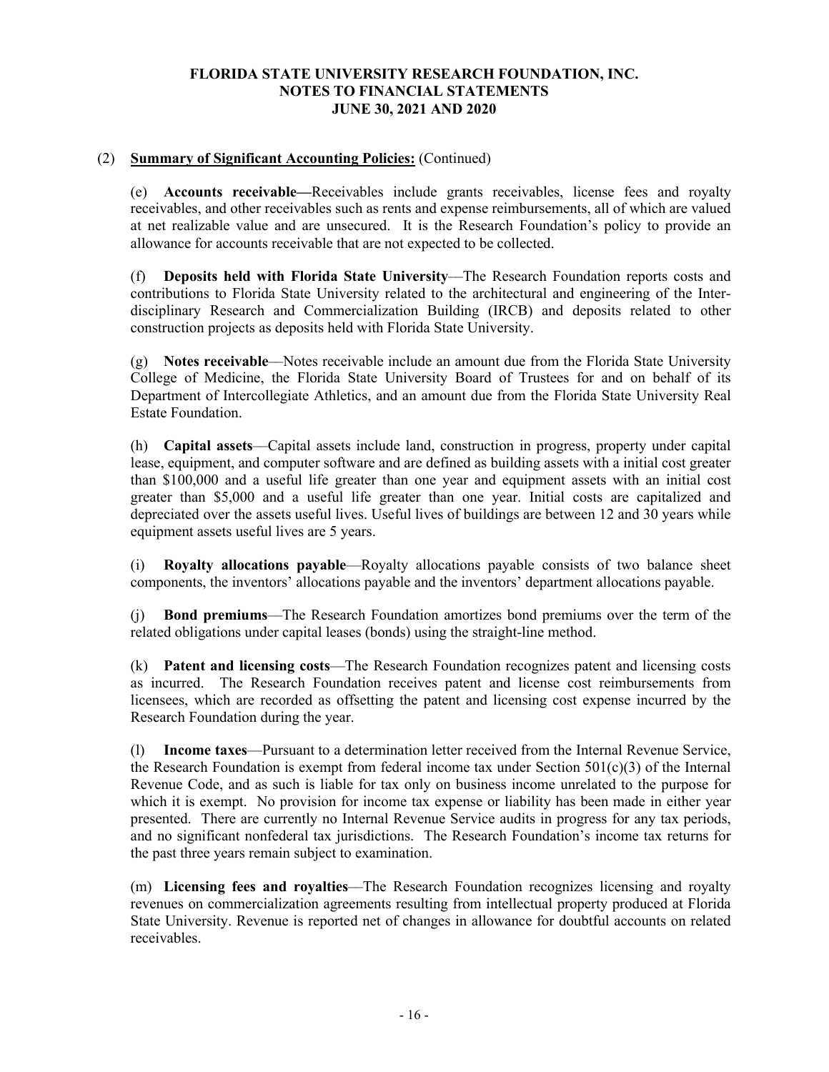# FLORIDA STATE UNIVERSITY RESEARCH FOUNDATION, INC.
## NOTES TO FINANCIAL STATEMENTS
## JUNE 30, 2021 AND 2020

(2) **Summary of Significant Accounting Policies:** (Continued)

(e) **Accounts receivable—**Receivables include grants receivables, license fees and royalty receivables, and other receivables such as rents and expense reimbursements, all of which are valued at net realizable value and are unsecured. It is the Research Foundation's policy to provide an allowance for accounts receivable that are not expected to be collected.

(f) **Deposits held with Florida State University**—The Research Foundation reports costs and contributions to Florida State University related to the architectural and engineering of the Inter-disciplinary Research and Commercialization Building (IRCB) and deposits related to other construction projects as deposits held with Florida State University.

(g) **Notes receivable**—Notes receivable include an amount due from the Florida State University College of Medicine, the Florida State University Board of Trustees for and on behalf of its Department of Intercollegiate Athletics, and an amount due from the Florida State University Real Estate Foundation.

(h) **Capital assets**—Capital assets include land, construction in progress, property under capital lease, equipment, and computer software and are defined as building assets with a initial cost greater than $100,000 and a useful life greater than one year and equipment assets with an initial cost greater than $5,000 and a useful life greater than one year. Initial costs are capitalized and depreciated over the assets useful lives. Useful lives of buildings are between 12 and 30 years while equipment assets useful lives are 5 years.

(i) **Royalty allocations payable**—Royalty allocations payable consists of two balance sheet components, the inventors' allocations payable and the inventors' department allocations payable.

(j) **Bond premiums**—The Research Foundation amortizes bond premiums over the term of the related obligations under capital leases (bonds) using the straight-line method.

(k) **Patent and licensing costs**—The Research Foundation recognizes patent and licensing costs as incurred. The Research Foundation receives patent and license cost reimbursements from licensees, which are recorded as offsetting the patent and licensing cost expense incurred by the Research Foundation during the year.

(l) **Income taxes**—Pursuant to a determination letter received from the Internal Revenue Service, the Research Foundation is exempt from federal income tax under Section 501(c)(3) of the Internal Revenue Code, and as such is liable for tax only on business income unrelated to the purpose for which it is exempt. No provision for income tax expense or liability has been made in either year presented. There are currently no Internal Revenue Service audits in progress for any tax periods, and no significant nonfederal tax jurisdictions. The Research Foundation's income tax returns for the past three years remain subject to examination.

(m) **Licensing fees and royalties**—The Research Foundation recognizes licensing and royalty revenues on commercialization agreements resulting from intellectual property produced at Florida State University. Revenue is reported net of changes in allowance for doubtful accounts on related receivables.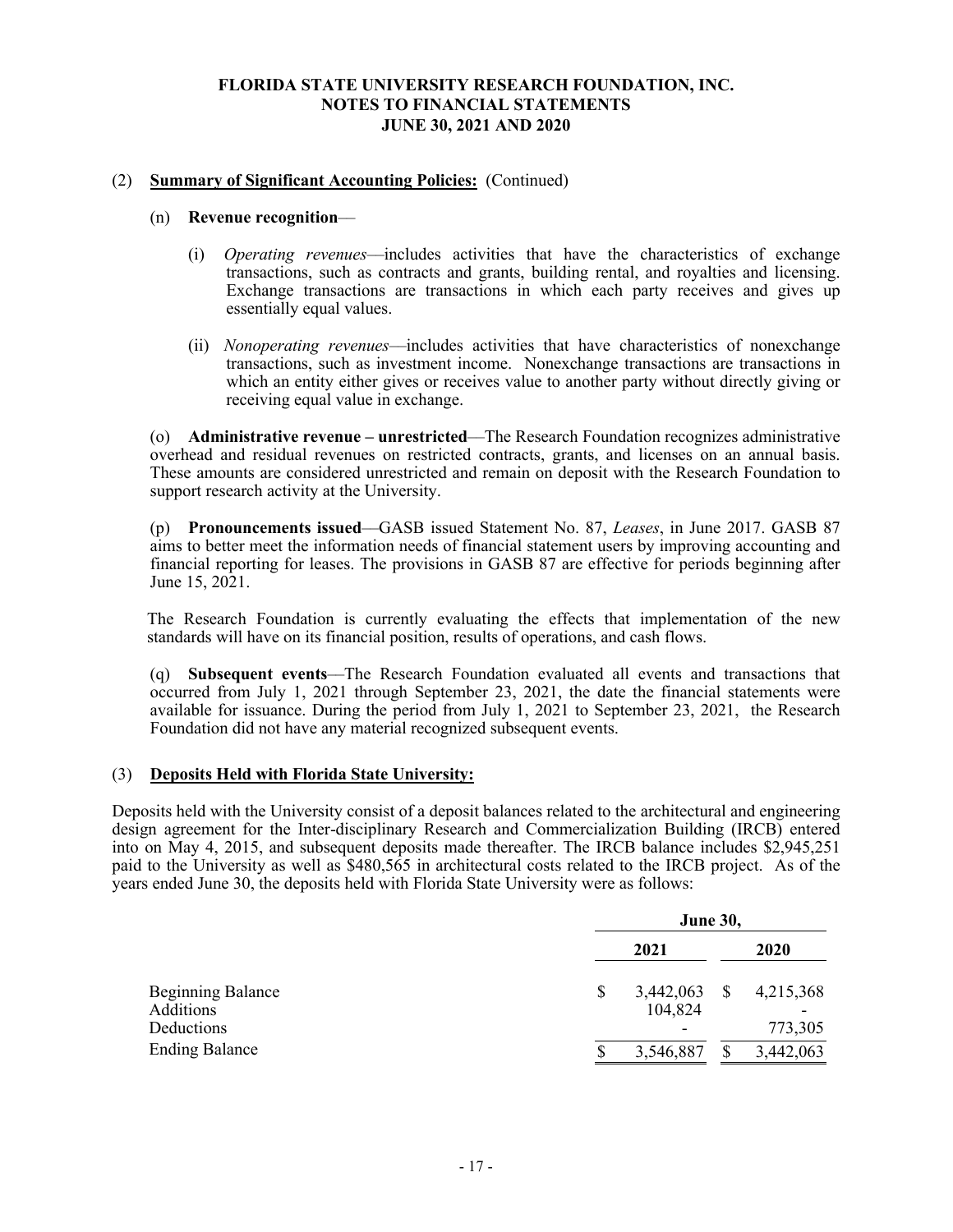FLORIDA STATE UNIVERSITY RESEARCH FOUNDATION, INC.
NOTES TO FINANCIAL STATEMENTS
JUNE 30, 2021 AND 2020

(2) **Summary of Significant Accounting Policies:** (Continued)

(n) **Revenue recognition**—

(i) *Operating revenues*—includes activities that have the characteristics of exchange transactions, such as contracts and grants, building rental, and royalties and licensing. Exchange transactions are transactions in which each party receives and gives up essentially equal values.

(ii) *Nonoperating revenues*—includes activities that have characteristics of nonexchange transactions, such as investment income. Nonexchange transactions are transactions in which an entity either gives or receives value to another party without directly giving or receiving equal value in exchange.

(o) **Administrative revenue – unrestricted**—The Research Foundation recognizes administrative overhead and residual revenues on restricted contracts, grants, and licenses on an annual basis. These amounts are considered unrestricted and remain on deposit with the Research Foundation to support research activity at the University.

(p) **Pronouncements issued**—GASB issued Statement No. 87, *Leases*, in June 2017. GASB 87 aims to better meet the information needs of financial statement users by improving accounting and financial reporting for leases. The provisions in GASB 87 are effective for periods beginning after June 15, 2021.

The Research Foundation is currently evaluating the effects that implementation of the new standards will have on its financial position, results of operations, and cash flows.

(q) **Subsequent events**—The Research Foundation evaluated all events and transactions that occurred from July 1, 2021 through September 23, 2021, the date the financial statements were available for issuance. During the period from July 1, 2021 to September 23, 2021, the Research Foundation did not have any material recognized subsequent events.

(3) **Deposits Held with Florida State University:**

Deposits held with the University consist of a deposit balances related to the architectural and engineering design agreement for the Inter-disciplinary Research and Commercialization Building (IRCB) entered into on May 4, 2015, and subsequent deposits made thereafter. The IRCB balance includes $2,945,251 paid to the University as well as $480,565 in architectural costs related to the IRCB project. As of the years ended June 30, the deposits held with Florida State University were as follows:

| | June 30, | |
|---|---|---|
| | 2021 | 2020 |
| Beginning Balance | $ 3,442,063 | $ 4,215,368 |
| Additions | 104,824 | - |
| Deductions | - | 773,305 |
| Ending Balance | $ 3,546,887 | $ 3,442,063 |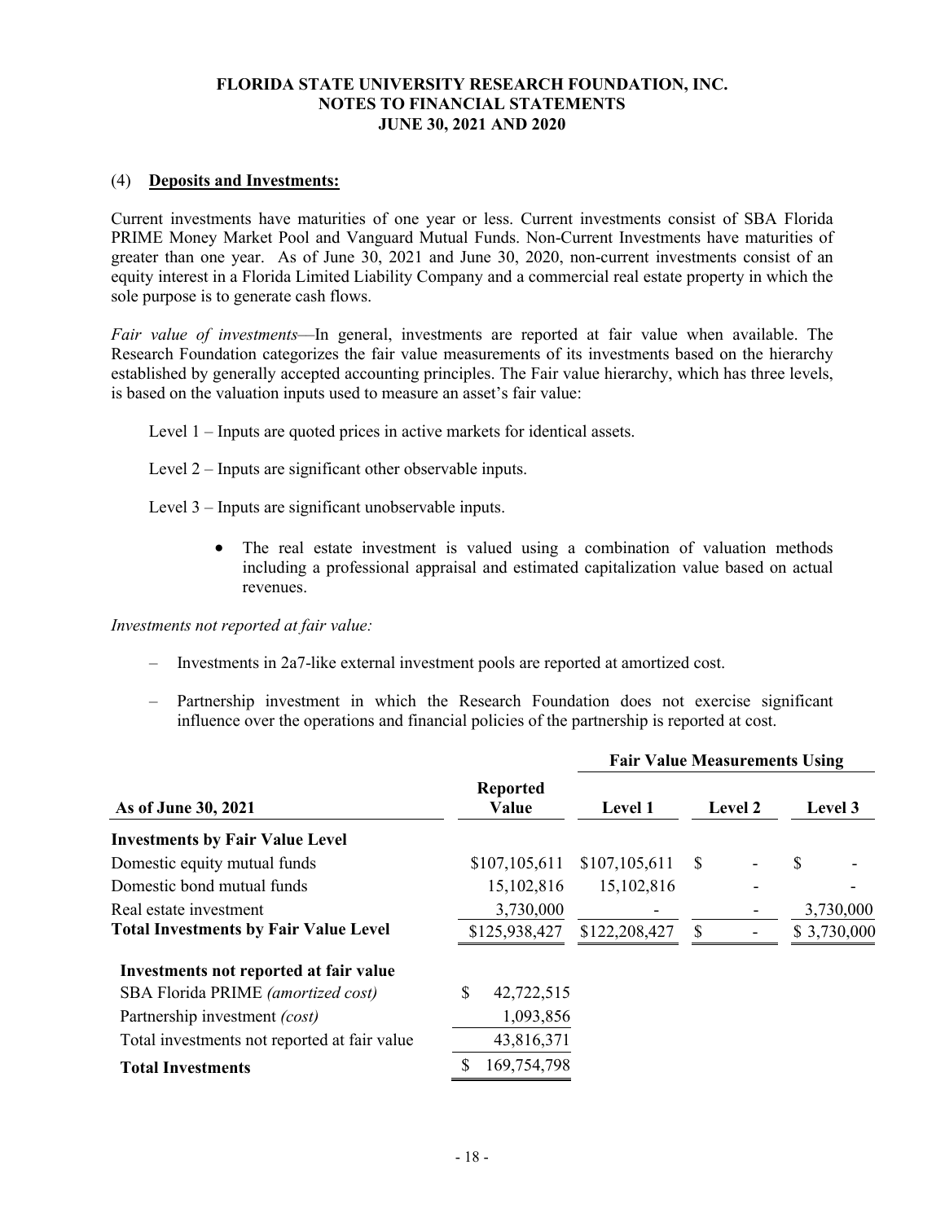### (4) Deposits and Investments:

Current investments have maturities of one year or less. Current investments consist of SBA Florida PRIME Money Market Pool and Vanguard Mutual Funds. Non-Current Investments have maturities of greater than one year. As of June 30, 2021 and June 30, 2020, non-current investments consist of an equity interest in a Florida Limited Liability Company and a commercial real estate property in which the sole purpose is to generate cash flows.

*Fair value of investments*—In general, investments are reported at fair value when available. The Research Foundation categorizes the fair value measurements of its investments based on the hierarchy established by generally accepted accounting principles. The Fair value hierarchy, which has three levels, is based on the valuation inputs used to measure an asset's fair value:

Level 1 – Inputs are quoted prices in active markets for identical assets.

Level 2 – Inputs are significant other observable inputs.

Level 3 – Inputs are significant unobservable inputs.

- The real estate investment is valued using a combination of valuation methods including a professional appraisal and estimated capitalization value based on actual revenues.

*Investments not reported at fair value:*

- Investments in 2a7-like external investment pools are reported at amortized cost.
- Partnership investment in which the Research Foundation does not exercise significant influence over the operations and financial policies of the partnership is reported at cost.

| | | Fair Value Measurements Using | | |
|---|---|---|---|---|
| **As of June 30, 2021** | **Reported Value** | **Level 1** | **Level 2** | **Level 3** |
| **Investments by Fair Value Level** | | | | |
| Domestic equity mutual funds | $107,105,611 | $107,105,611 | $ - | $ - |
| Domestic bond mutual funds | 15,102,816 | 15,102,816 | - | - |
| Real estate investment | 3,730,000 | - | - | 3,730,000 |
| **Total Investments by Fair Value Level** | $125,938,427 | $122,208,427 | $ - | $ 3,730,000 |
| **Investments not reported at fair value** | | | | |
| SBA Florida PRIME *(amortized cost)* | $ 42,722,515 | | | |
| Partnership investment *(cost)* | 1,093,856 | | | |
| Total investments not reported at fair value | 43,816,371 | | | |
| **Total Investments** | $ 169,754,798 | | | |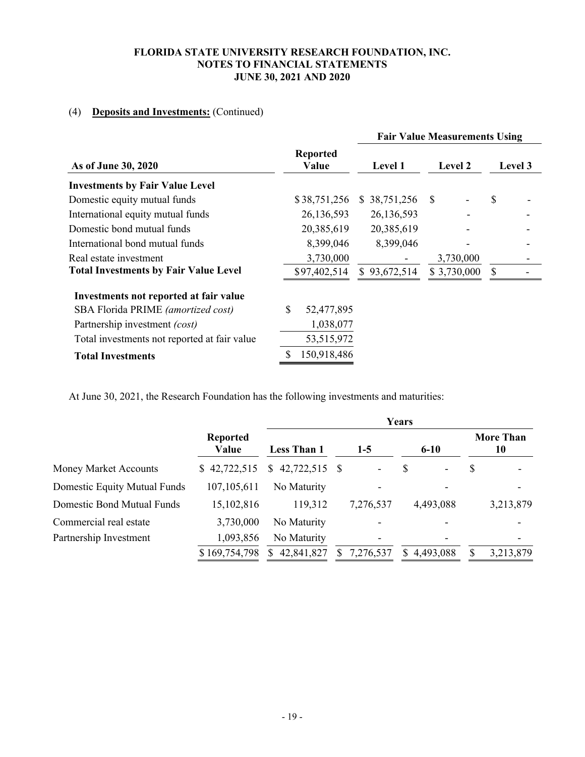FLORIDA STATE UNIVERSITY RESEARCH FOUNDATION, INC.
NOTES TO FINANCIAL STATEMENTS
JUNE 30, 2021 AND 2020

(4) **Deposits and Investments:** (Continued)

| | | Fair Value Measurements Using | | |
|---|---|---|---|---|
| **As of June 30, 2020** | **Reported Value** | **Level 1** | **Level 2** | **Level 3** |
| **Investments by Fair Value Level** | | | | |
| Domestic equity mutual funds | $38,751,256 | $ 38,751,256 | $ - | $ - |
| International equity mutual funds | 26,136,593 | 26,136,593 | - | - |
| Domestic bond mutual funds | 20,385,619 | 20,385,619 | - | - |
| International bond mutual funds | 8,399,046 | 8,399,046 | - | - |
| Real estate investment | 3,730,000 | - | 3,730,000 | - |
| **Total Investments by Fair Value Level** | $97,402,514 | $ 93,672,514 | $ 3,730,000 | $ - |
| **Investments not reported at fair value** | | | | |
| SBA Florida PRIME *(amortized cost)* | $ 52,477,895 | | | |
| Partnership investment *(cost)* | 1,038,077 | | | |
| Total investments not reported at fair value | 53,515,972 | | | |
| **Total Investments** | $ 150,918,486 | | | |

At June 30, 2021, the Research Foundation has the following investments and maturities:

| | | Years | | | |
|---|---|---|---|---|---|
| | **Reported Value** | **Less Than 1** | **1-5** | **6-10** | **More Than 10** |
| Money Market Accounts | $ 42,722,515 | $ 42,722,515 | $ - | $ - | $ - |
| Domestic Equity Mutual Funds | 107,105,611 | No Maturity | - | - | - |
| Domestic Bond Mutual Funds | 15,102,816 | 119,312 | 7,276,537 | 4,493,088 | 3,213,879 |
| Commercial real estate | 3,730,000 | No Maturity | - | - | - |
| Partnership Investment | 1,093,856 | No Maturity | - | - | - |
| | $ 169,754,798 | $ 42,841,827 | $ 7,276,537 | $ 4,493,088 | $ 3,213,879 |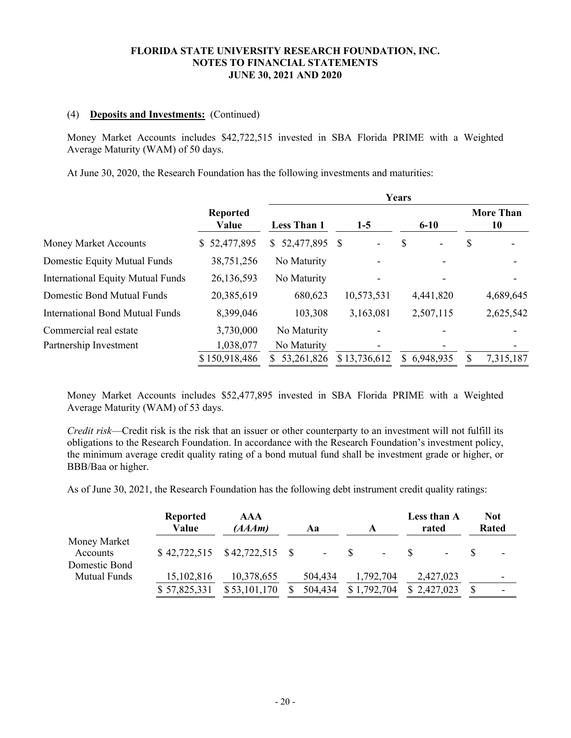(4) **Deposits and Investments:** (Continued)

Money Market Accounts includes $42,722,515 invested in SBA Florida PRIME with a Weighted Average Maturity (WAM) of 50 days.

At June 30, 2020, the Research Foundation has the following investments and maturities:

| | Reported Value | Years | | | |
|---|---|---|---|---|---|
| | | Less Than 1 | 1-5 | 6-10 | More Than 10 |
| Money Market Accounts | $ 52,477,895 | $ 52,477,895 | $ - | $ - | $ - |
| Domestic Equity Mutual Funds | 38,751,256 | No Maturity | - | - | - |
| International Equity Mutual Funds | 26,136,593 | No Maturity | - | - | - |
| Domestic Bond Mutual Funds | 20,385,619 | 680,623 | 10,573,531 | 4,441,820 | 4,689,645 |
| International Bond Mutual Funds | 8,399,046 | 103,308 | 3,163,081 | 2,507,115 | 2,625,542 |
| Commercial real estate | 3,730,000 | No Maturity | - | - | - |
| Partnership Investment | 1,038,077 | No Maturity | - | - | - |
| | $ 150,918,486 | $ 53,261,826 | $ 13,736,612 | $ 6,948,935 | $ 7,315,187 |

Money Market Accounts includes $52,477,895 invested in SBA Florida PRIME with a Weighted Average Maturity (WAM) of 53 days.

*Credit risk*—Credit risk is the risk that an issuer or other counterparty to an investment will not fulfill its obligations to the Research Foundation. In accordance with the Research Foundation's investment policy, the minimum average credit quality rating of a bond mutual fund shall be investment grade or higher, or BBB/Baa or higher.

As of June 30, 2021, the Research Foundation has the following debt instrument credit quality ratings:

| | Reported Value | AAA *(AAAm)* | Aa | A | Less than A rated | Not Rated |
|---|---|---|---|---|---|---|
| Money Market Accounts | $ 42,722,515 | $ 42,722,515 | $ - | $ - | $ - | $ - |
| Domestic Bond Mutual Funds | 15,102,816 | 10,378,655 | 504,434 | 1,792,704 | 2,427,023 | - |
| | $ 57,825,331 | $ 53,101,170 | $ 504,434 | $ 1,792,704 | $ 2,427,023 | $ - |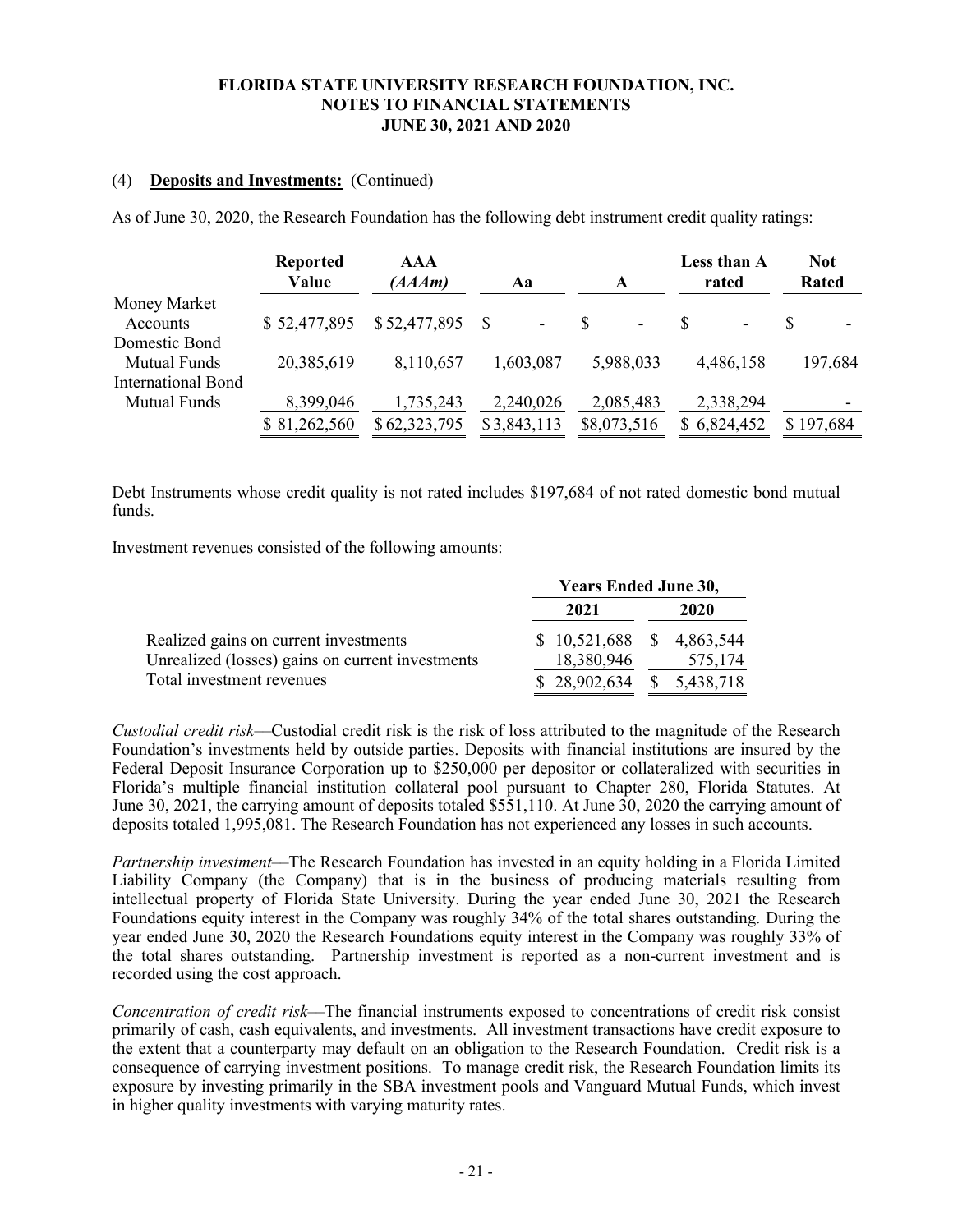(4) **Deposits and Investments:** (Continued)

As of June 30, 2020, the Research Foundation has the following debt instrument credit quality ratings:

| | Reported Value | AAA *(AAAm)* | Aa | A | Less than A rated | Not Rated |
|---|---|---|---|---|---|---|
| Money Market Accounts | $ 52,477,895 | $ 52,477,895 | $ - | $ - | $ - | $ - |
| Domestic Bond Mutual Funds | 20,385,619 | 8,110,657 | 1,603,087 | 5,988,033 | 4,486,158 | 197,684 |
| International Bond Mutual Funds | 8,399,046 | 1,735,243 | 2,240,026 | 2,085,483 | 2,338,294 | - |
| | $ 81,262,560 | $ 62,323,795 | $ 3,843,113 | $8,073,516 | $ 6,824,452 | $ 197,684 |

Debt Instruments whose credit quality is not rated includes $197,684 of not rated domestic bond mutual funds.

Investment revenues consisted of the following amounts:

| | Years Ended June 30, | |
|---|---|---|
| | 2021 | 2020 |
| Realized gains on current investments | $ 10,521,688 | $ 4,863,544 |
| Unrealized (losses) gains on current investments | 18,380,946 | 575,174 |
| Total investment revenues | $ 28,902,634 | $ 5,438,718 |

*Custodial credit risk*—Custodial credit risk is the risk of loss attributed to the magnitude of the Research Foundation's investments held by outside parties. Deposits with financial institutions are insured by the Federal Deposit Insurance Corporation up to $250,000 per depositor or collateralized with securities in Florida's multiple financial institution collateral pool pursuant to Chapter 280, Florida Statutes. At June 30, 2021, the carrying amount of deposits totaled $551,110. At June 30, 2020 the carrying amount of deposits totaled 1,995,081. The Research Foundation has not experienced any losses in such accounts.

*Partnership investment*—The Research Foundation has invested in an equity holding in a Florida Limited Liability Company (the Company) that is in the business of producing materials resulting from intellectual property of Florida State University. During the year ended June 30, 2021 the Research Foundations equity interest in the Company was roughly 34% of the total shares outstanding. During the year ended June 30, 2020 the Research Foundations equity interest in the Company was roughly 33% of the total shares outstanding. Partnership investment is reported as a non-current investment and is recorded using the cost approach.

*Concentration of credit risk*—The financial instruments exposed to concentrations of credit risk consist primarily of cash, cash equivalents, and investments. All investment transactions have credit exposure to the extent that a counterparty may default on an obligation to the Research Foundation. Credit risk is a consequence of carrying investment positions. To manage credit risk, the Research Foundation limits its exposure by investing primarily in the SBA investment pools and Vanguard Mutual Funds, which invest in higher quality investments with varying maturity rates.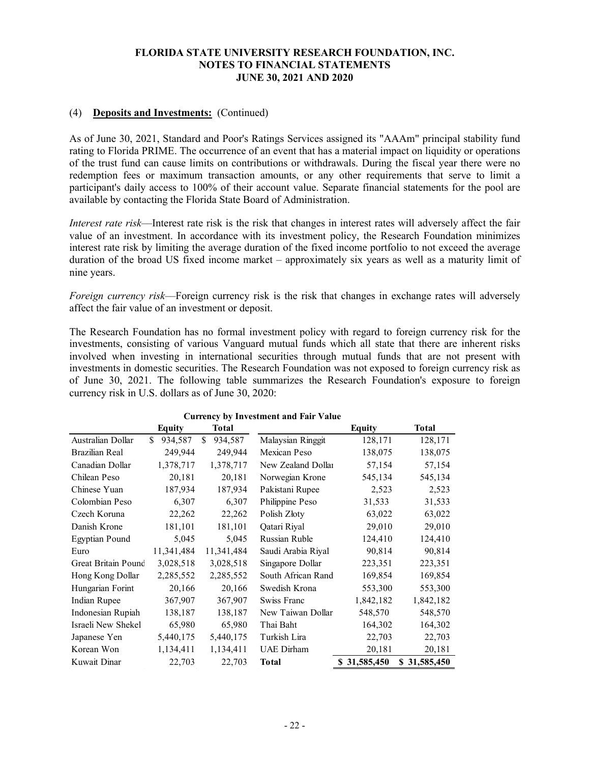(4) **Deposits and Investments:** (Continued)

As of June 30, 2021, Standard and Poor's Ratings Services assigned its "AAAm" principal stability fund rating to Florida PRIME. The occurrence of an event that has a material impact on liquidity or operations of the trust fund can cause limits on contributions or withdrawals. During the fiscal year there were no redemption fees or maximum transaction amounts, or any other requirements that serve to limit a participant's daily access to 100% of their account value. Separate financial statements for the pool are available by contacting the Florida State Board of Administration.

*Interest rate risk*—Interest rate risk is the risk that changes in interest rates will adversely affect the fair value of an investment. In accordance with its investment policy, the Research Foundation minimizes interest rate risk by limiting the average duration of the fixed income portfolio to not exceed the average duration of the broad US fixed income market – approximately six years as well as a maturity limit of nine years.

*Foreign currency risk*—Foreign currency risk is the risk that changes in exchange rates will adversely affect the fair value of an investment or deposit.

The Research Foundation has no formal investment policy with regard to foreign currency risk for the investments, consisting of various Vanguard mutual funds which all state that there are inherent risks involved when investing in international securities through mutual funds that are not present with investments in domestic securities. The Research Foundation was not exposed to foreign currency risk as of June 30, 2021. The following table summarizes the Research Foundation's exposure to foreign currency risk in U.S. dollars as of June 30, 2020:

**Currency by Investment and Fair Value**

| | Equity | Total | | Equity | Total |
|---|---|---|---|---|---|
| Australian Dollar | $ 934,587 | $ 934,587 | Malaysian Ringgit | 128,171 | 128,171 |
| Brazilian Real | 249,944 | 249,944 | Mexican Peso | 138,075 | 138,075 |
| Canadian Dollar | 1,378,717 | 1,378,717 | New Zealand Dollar | 57,154 | 57,154 |
| Chilean Peso | 20,181 | 20,181 | Norwegian Krone | 545,134 | 545,134 |
| Chinese Yuan | 187,934 | 187,934 | Pakistani Rupee | 2,523 | 2,523 |
| Colombian Peso | 6,307 | 6,307 | Philippine Peso | 31,533 | 31,533 |
| Czech Koruna | 22,262 | 22,262 | Polish Złoty | 63,022 | 63,022 |
| Danish Krone | 181,101 | 181,101 | Qatari Riyal | 29,010 | 29,010 |
| Egyptian Pound | 5,045 | 5,045 | Russian Ruble | 124,410 | 124,410 |
| Euro | 11,341,484 | 11,341,484 | Saudi Arabia Riyal | 90,814 | 90,814 |
| Great Britain Pound | 3,028,518 | 3,028,518 | Singapore Dollar | 223,351 | 223,351 |
| Hong Kong Dollar | 2,285,552 | 2,285,552 | South African Rand | 169,854 | 169,854 |
| Hungarian Forint | 20,166 | 20,166 | Swedish Krona | 553,300 | 553,300 |
| Indian Rupee | 367,907 | 367,907 | Swiss Franc | 1,842,182 | 1,842,182 |
| Indonesian Rupiah | 138,187 | 138,187 | New Taiwan Dollar | 548,570 | 548,570 |
| Israeli New Shekel | 65,980 | 65,980 | Thai Baht | 164,302 | 164,302 |
| Japanese Yen | 5,440,175 | 5,440,175 | Turkish Lira | 22,703 | 22,703 |
| Korean Won | 1,134,411 | 1,134,411 | UAE Dirham | 20,181 | 20,181 |
| Kuwait Dinar | 22,703 | 22,703 | **Total** | **$ 31,585,450** | **$ 31,585,450** |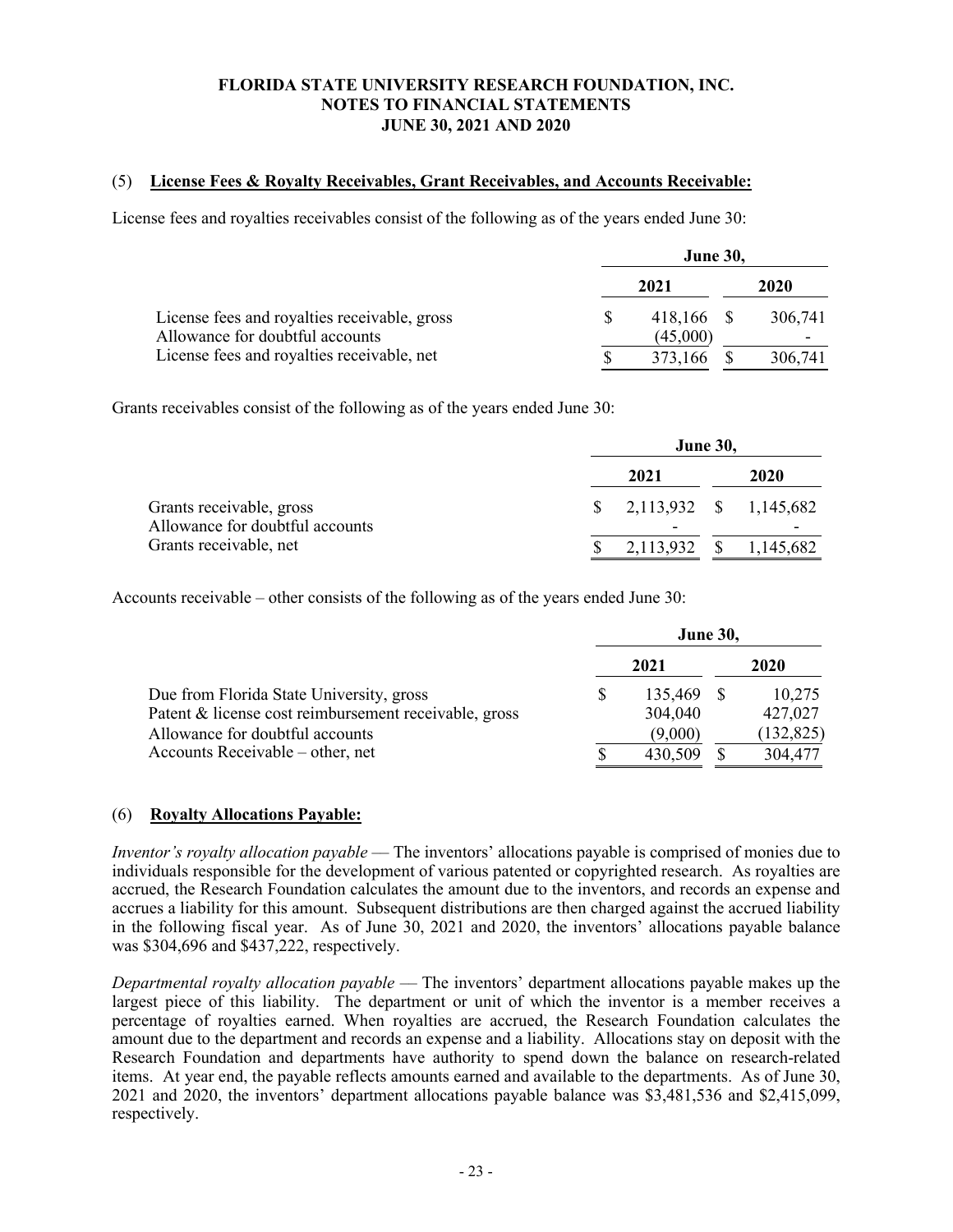FLORIDA STATE UNIVERSITY RESEARCH FOUNDATION, INC.
NOTES TO FINANCIAL STATEMENTS
JUNE 30, 2021 AND 2020

## (5) License Fees & Royalty Receivables, Grant Receivables, and Accounts Receivable:

License fees and royalties receivables consist of the following as of the years ended June 30:

| | June 30, | |
|---|---|---|
| | 2021 | 2020 |
| License fees and royalties receivable, gross | $ 418,166 | $ 306,741 |
| Allowance for doubtful accounts | (45,000) | - |
| License fees and royalties receivable, net | $ 373,166 | $ 306,741 |

Grants receivables consist of the following as of the years ended June 30:

| | June 30, | |
|---|---|---|
| | 2021 | 2020 |
| Grants receivable, gross | $ 2,113,932 | $ 1,145,682 |
| Allowance for doubtful accounts | - | - |
| Grants receivable, net | $ 2,113,932 | $ 1,145,682 |

Accounts receivable – other consists of the following as of the years ended June 30:

| | June 30, | |
|---|---|---|
| | 2021 | 2020 |
| Due from Florida State University, gross | $ 135,469 | $ 10,275 |
| Patent & license cost reimbursement receivable, gross | 304,040 | 427,027 |
| Allowance for doubtful accounts | (9,000) | (132,825) |
| Accounts Receivable – other, net | $ 430,509 | $ 304,477 |

## (6) Royalty Allocations Payable:

*Inventor's royalty allocation payable* — The inventors' allocations payable is comprised of monies due to individuals responsible for the development of various patented or copyrighted research. As royalties are accrued, the Research Foundation calculates the amount due to the inventors, and records an expense and accrues a liability for this amount. Subsequent distributions are then charged against the accrued liability in the following fiscal year. As of June 30, 2021 and 2020, the inventors' allocations payable balance was $304,696 and $437,222, respectively.

*Departmental royalty allocation payable* — The inventors' department allocations payable makes up the largest piece of this liability. The department or unit of which the inventor is a member receives a percentage of royalties earned. When royalties are accrued, the Research Foundation calculates the amount due to the department and records an expense and a liability. Allocations stay on deposit with the Research Foundation and departments have authority to spend down the balance on research-related items. At year end, the payable reflects amounts earned and available to the departments. As of June 30, 2021 and 2020, the inventors' department allocations payable balance was $3,481,536 and $2,415,099, respectively.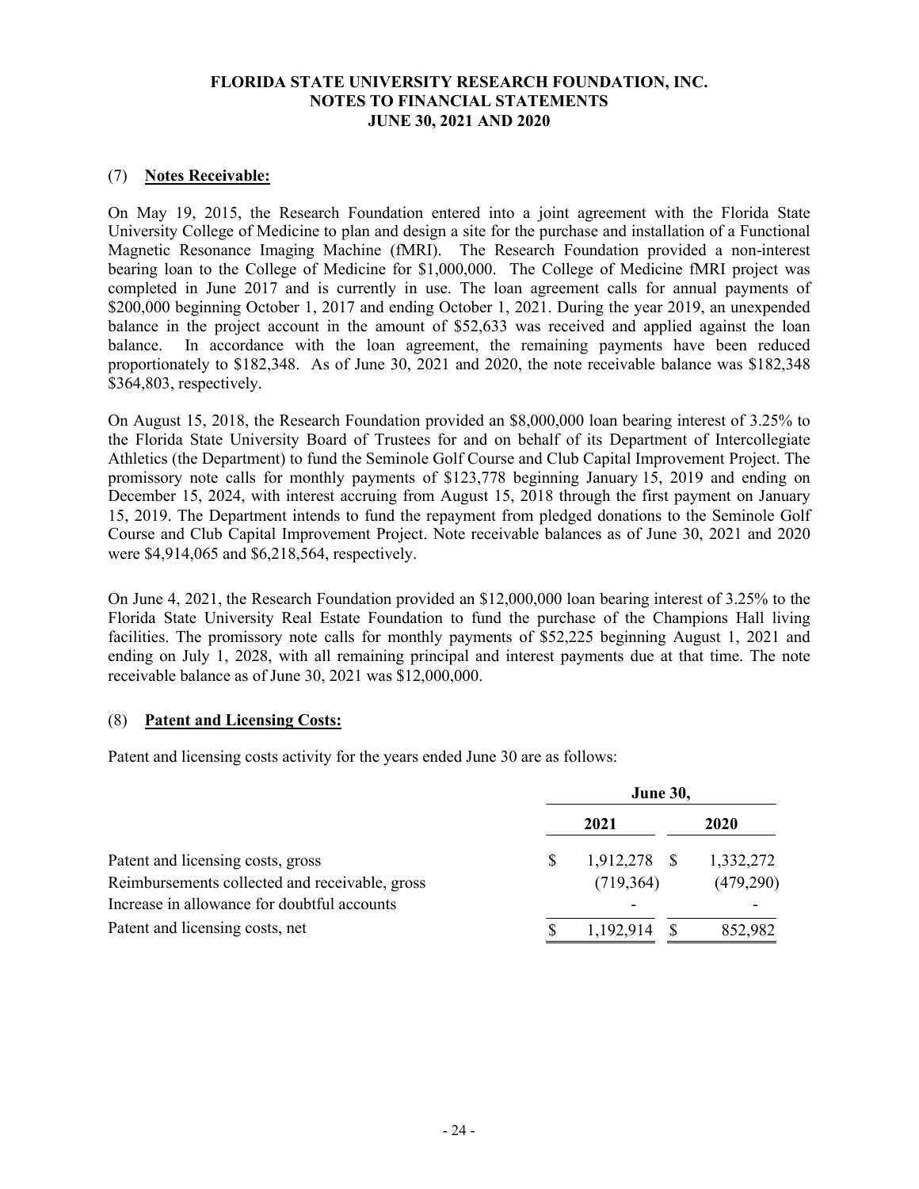# FLORIDA STATE UNIVERSITY RESEARCH FOUNDATION, INC.
# NOTES TO FINANCIAL STATEMENTS
# JUNE 30, 2021 AND 2020

## (7) **Notes Receivable:**

On May 19, 2015, the Research Foundation entered into a joint agreement with the Florida State University College of Medicine to plan and design a site for the purchase and installation of a Functional Magnetic Resonance Imaging Machine (fMRI). The Research Foundation provided a non-interest bearing loan to the College of Medicine for $1,000,000. The College of Medicine fMRI project was completed in June 2017 and is currently in use. The loan agreement calls for annual payments of $200,000 beginning October 1, 2017 and ending October 1, 2021. During the year 2019, an unexpended balance in the project account in the amount of $52,633 was received and applied against the loan balance. In accordance with the loan agreement, the remaining payments have been reduced proportionately to $182,348. As of June 30, 2021 and 2020, the note receivable balance was $182,348 $364,803, respectively.

On August 15, 2018, the Research Foundation provided an $8,000,000 loan bearing interest of 3.25% to the Florida State University Board of Trustees for and on behalf of its Department of Intercollegiate Athletics (the Department) to fund the Seminole Golf Course and Club Capital Improvement Project. The promissory note calls for monthly payments of $123,778 beginning January 15, 2019 and ending on December 15, 2024, with interest accruing from August 15, 2018 through the first payment on January 15, 2019. The Department intends to fund the repayment from pledged donations to the Seminole Golf Course and Club Capital Improvement Project. Note receivable balances as of June 30, 2021 and 2020 were $4,914,065 and $6,218,564, respectively.

On June 4, 2021, the Research Foundation provided an $12,000,000 loan bearing interest of 3.25% to the Florida State University Real Estate Foundation to fund the purchase of the Champions Hall living facilities. The promissory note calls for monthly payments of $52,225 beginning August 1, 2021 and ending on July 1, 2028, with all remaining principal and interest payments due at that time. The note receivable balance as of June 30, 2021 was $12,000,000.

## (8) **Patent and Licensing Costs:**

Patent and licensing costs activity for the years ended June 30 are as follows:

| | June 30, | |
|---|---|---|
| | **2021** | **2020** |
| Patent and licensing costs, gross | $ 1,912,278 | $ 1,332,272 |
| Reimbursements collected and receivable, gross | (719,364) | (479,290) |
| Increase in allowance for doubtful accounts | - | - |
| Patent and licensing costs, net | $ 1,192,914 | $ 852,982 |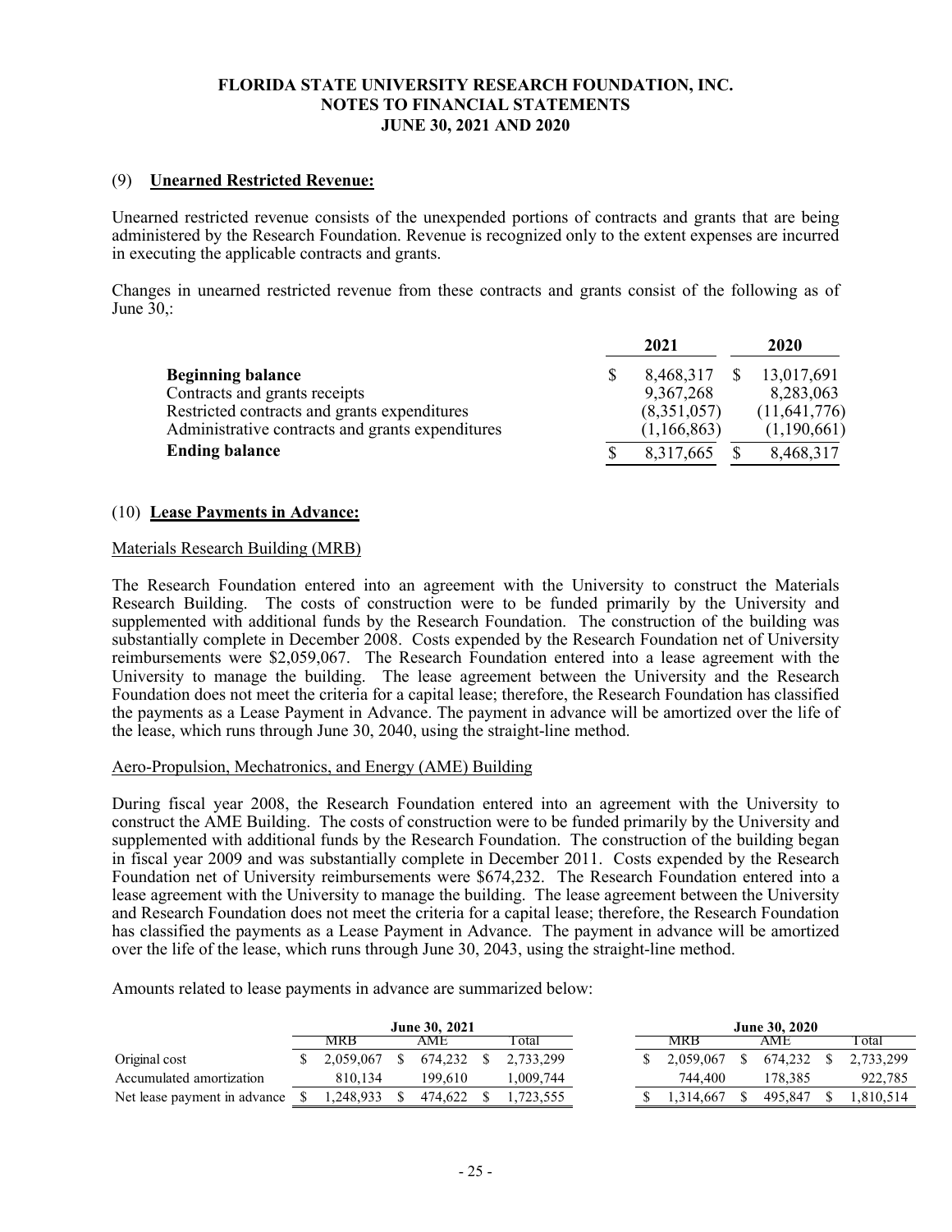(9) **Unearned Restricted Revenue:**

Unearned restricted revenue consists of the unexpended portions of contracts and grants that are being administered by the Research Foundation. Revenue is recognized only to the extent expenses are incurred in executing the applicable contracts and grants.

Changes in unearned restricted revenue from these contracts and grants consist of the following as of June 30,:

| | 2021 | 2020 |
|---|---|---|
| **Beginning balance** | $ 8,468,317 | $ 13,017,691 |
| Contracts and grants receipts | 9,367,268 | 8,283,063 |
| Restricted contracts and grants expenditures | (8,351,057) | (11,641,776) |
| Administrative contracts and grants expenditures | (1,166,863) | (1,190,661) |
| **Ending balance** | $ 8,317,665 | $ 8,468,317 |

(10) **Lease Payments in Advance:**

Materials Research Building (MRB)

The Research Foundation entered into an agreement with the University to construct the Materials Research Building. The costs of construction were to be funded primarily by the University and supplemented with additional funds by the Research Foundation. The construction of the building was substantially complete in December 2008. Costs expended by the Research Foundation net of University reimbursements were $2,059,067. The Research Foundation entered into a lease agreement with the University to manage the building. The lease agreement between the University and the Research Foundation does not meet the criteria for a capital lease; therefore, the Research Foundation has classified the payments as a Lease Payment in Advance. The payment in advance will be amortized over the life of the lease, which runs through June 30, 2040, using the straight-line method.

Aero-Propulsion, Mechatronics, and Energy (AME) Building

During fiscal year 2008, the Research Foundation entered into an agreement with the University to construct the AME Building. The costs of construction were to be funded primarily by the University and supplemented with additional funds by the Research Foundation. The construction of the building began in fiscal year 2009 and was substantially complete in December 2011. Costs expended by the Research Foundation net of University reimbursements were $674,232. The Research Foundation entered into a lease agreement with the University to manage the building. The lease agreement between the University and Research Foundation does not meet the criteria for a capital lease; therefore, the Research Foundation has classified the payments as a Lease Payment in Advance. The payment in advance will be amortized over the life of the lease, which runs through June 30, 2043, using the straight-line method.

Amounts related to lease payments in advance are summarized below:

| | June 30, 2021 | | | June 30, 2020 | | |
|---|---|---|---|---|---|---|
| | MRB | AME | Total | MRB | AME | Total |
| Original cost | $ 2,059,067 | $ 674,232 | $ 2,733,299 | $ 2,059,067 | $ 674,232 | $ 2,733,299 |
| Accumulated amortization | 810,134 | 199,610 | 1,009,744 | 744,400 | 178,385 | 922,785 |
| Net lease payment in advance | $ 1,248,933 | $ 474,622 | $ 1,723,555 | $ 1,314,667 | $ 495,847 | $ 1,810,514 |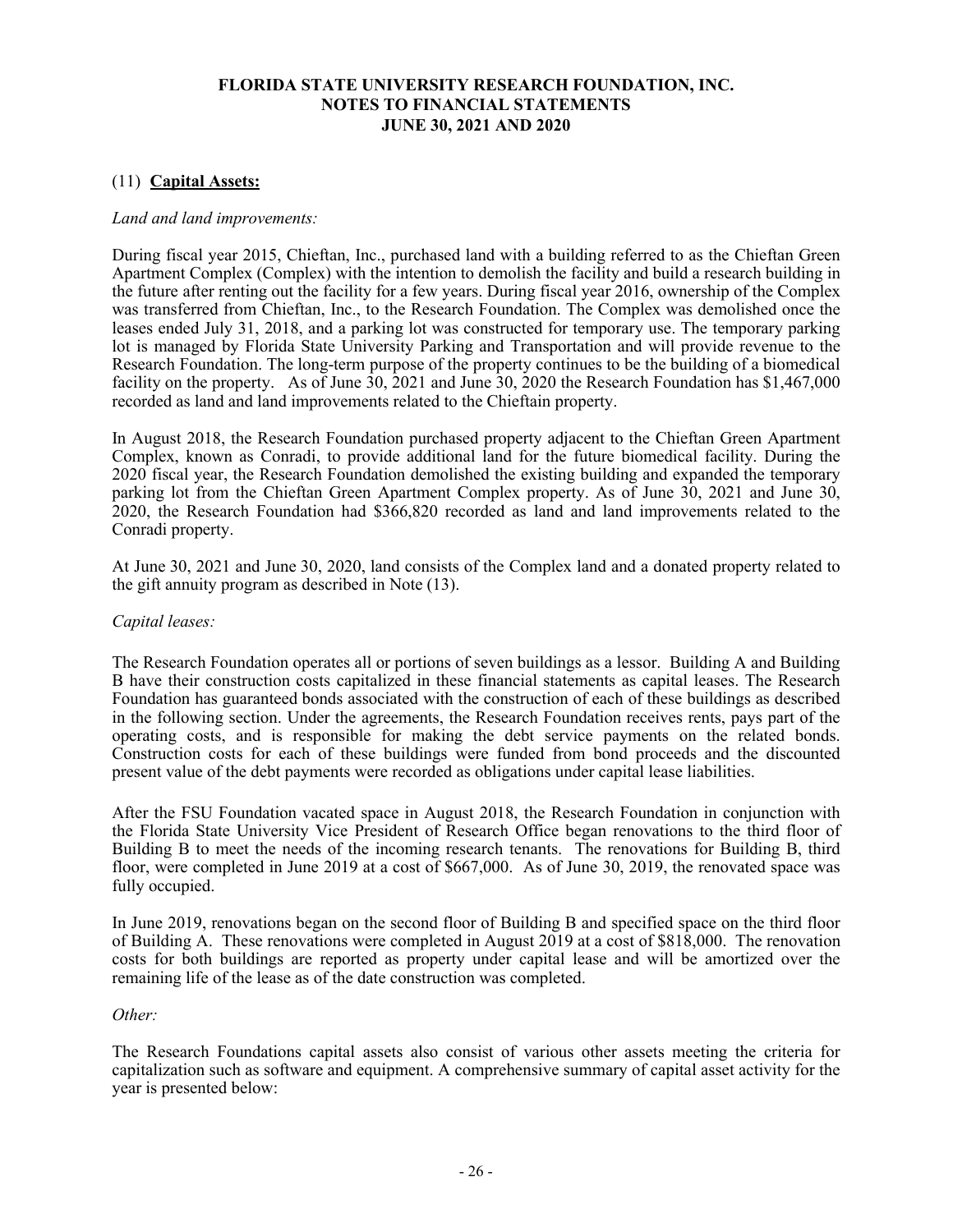## (11) **Capital Assets:**

*Land and land improvements:*

During fiscal year 2015, Chieftan, Inc., purchased land with a building referred to as the Chieftan Green Apartment Complex (Complex) with the intention to demolish the facility and build a research building in the future after renting out the facility for a few years. During fiscal year 2016, ownership of the Complex was transferred from Chieftan, Inc., to the Research Foundation. The Complex was demolished once the leases ended July 31, 2018, and a parking lot was constructed for temporary use. The temporary parking lot is managed by Florida State University Parking and Transportation and will provide revenue to the Research Foundation. The long-term purpose of the property continues to be the building of a biomedical facility on the property. As of June 30, 2021 and June 30, 2020 the Research Foundation has $1,467,000 recorded as land and land improvements related to the Chieftain property.

In August 2018, the Research Foundation purchased property adjacent to the Chieftan Green Apartment Complex, known as Conradi, to provide additional land for the future biomedical facility. During the 2020 fiscal year, the Research Foundation demolished the existing building and expanded the temporary parking lot from the Chieftan Green Apartment Complex property. As of June 30, 2021 and June 30, 2020, the Research Foundation had $366,820 recorded as land and land improvements related to the Conradi property.

At June 30, 2021 and June 30, 2020, land consists of the Complex land and a donated property related to the gift annuity program as described in Note (13).

*Capital leases:*

The Research Foundation operates all or portions of seven buildings as a lessor. Building A and Building B have their construction costs capitalized in these financial statements as capital leases. The Research Foundation has guaranteed bonds associated with the construction of each of these buildings as described in the following section. Under the agreements, the Research Foundation receives rents, pays part of the operating costs, and is responsible for making the debt service payments on the related bonds. Construction costs for each of these buildings were funded from bond proceeds and the discounted present value of the debt payments were recorded as obligations under capital lease liabilities.

After the FSU Foundation vacated space in August 2018, the Research Foundation in conjunction with the Florida State University Vice President of Research Office began renovations to the third floor of Building B to meet the needs of the incoming research tenants. The renovations for Building B, third floor, were completed in June 2019 at a cost of $667,000. As of June 30, 2019, the renovated space was fully occupied.

In June 2019, renovations began on the second floor of Building B and specified space on the third floor of Building A. These renovations were completed in August 2019 at a cost of $818,000. The renovation costs for both buildings are reported as property under capital lease and will be amortized over the remaining life of the lease as of the date construction was completed.

*Other:*

The Research Foundations capital assets also consist of various other assets meeting the criteria for capitalization such as software and equipment. A comprehensive summary of capital asset activity for the year is presented below: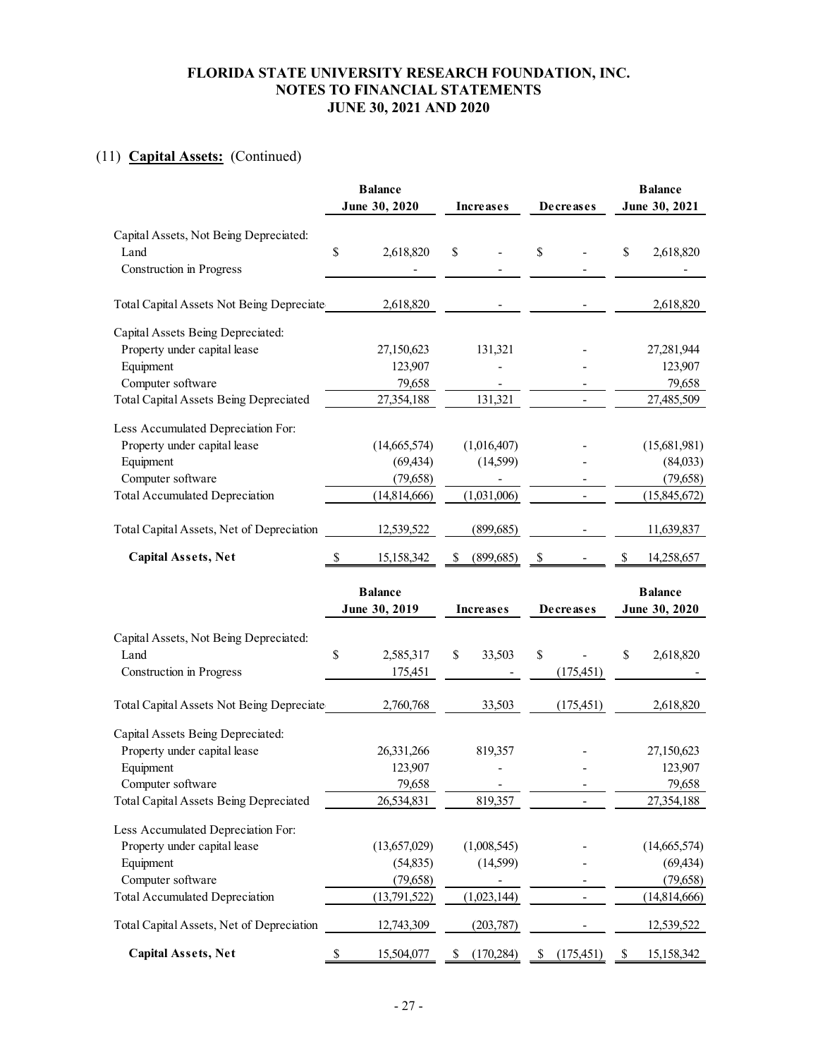## FLORIDA STATE UNIVERSITY RESEARCH FOUNDATION, INC.
## NOTES TO FINANCIAL STATEMENTS
## JUNE 30, 2021 AND 2020

(11) **Capital Assets:** (Continued)

| | Balance June 30, 2020 | Increases | Decreases | Balance June 30, 2021 |
|---|---|---|---|---|
| Capital Assets, Not Being Depreciated: | | | | |
| Land | $ 2,618,820 | $ - | $ - | $ 2,618,820 |
| Construction in Progress | - | - | - | - |
| Total Capital Assets Not Being Depreciated | 2,618,820 | - | - | 2,618,820 |
| Capital Assets Being Depreciated: | | | | |
| Property under capital lease | 27,150,623 | 131,321 | - | 27,281,944 |
| Equipment | 123,907 | - | - | 123,907 |
| Computer software | 79,658 | - | - | 79,658 |
| Total Capital Assets Being Depreciated | 27,354,188 | 131,321 | - | 27,485,509 |
| Less Accumulated Depreciation For: | | | | |
| Property under capital lease | (14,665,574) | (1,016,407) | - | (15,681,981) |
| Equipment | (69,434) | (14,599) | - | (84,033) |
| Computer software | (79,658) | - | - | (79,658) |
| Total Accumulated Depreciation | (14,814,666) | (1,031,006) | - | (15,845,672) |
| Total Capital Assets, Net of Depreciation | 12,539,522 | (899,685) | - | 11,639,837 |
| **Capital Assets, Net** | $ 15,158,342 | $ (899,685) | $ - | $ 14,258,657 |

| | Balance June 30, 2019 | Increases | Decreases | Balance June 30, 2020 |
|---|---|---|---|---|
| Capital Assets, Not Being Depreciated: | | | | |
| Land | $ 2,585,317 | $ 33,503 | $ - | $ 2,618,820 |
| Construction in Progress | 175,451 | - | (175,451) | - |
| Total Capital Assets Not Being Depreciated | 2,760,768 | 33,503 | (175,451) | 2,618,820 |
| Capital Assets Being Depreciated: | | | | |
| Property under capital lease | 26,331,266 | 819,357 | - | 27,150,623 |
| Equipment | 123,907 | - | - | 123,907 |
| Computer software | 79,658 | - | - | 79,658 |
| Total Capital Assets Being Depreciated | 26,534,831 | 819,357 | - | 27,354,188 |
| Less Accumulated Depreciation For: | | | | |
| Property under capital lease | (13,657,029) | (1,008,545) | - | (14,665,574) |
| Equipment | (54,835) | (14,599) | - | (69,434) |
| Computer software | (79,658) | - | - | (79,658) |
| Total Accumulated Depreciation | (13,791,522) | (1,023,144) | - | (14,814,666) |
| Total Capital Assets, Net of Depreciation | 12,743,309 | (203,787) | - | 12,539,522 |
| **Capital Assets, Net** | $ 15,504,077 | $ (170,284) | $ (175,451) | $ 15,158,342 |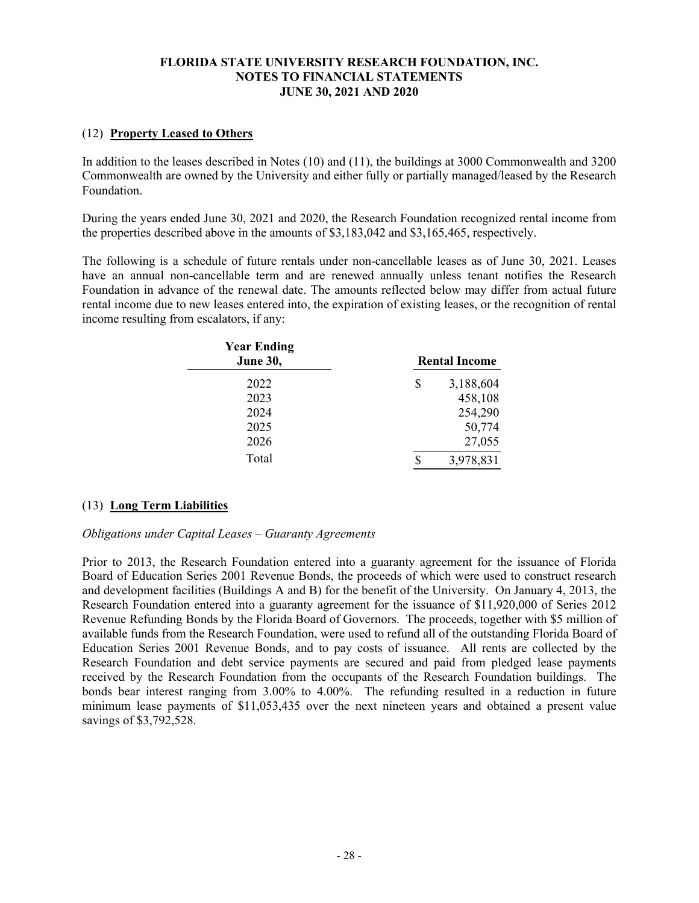# FLORIDA STATE UNIVERSITY RESEARCH FOUNDATION, INC.
## NOTES TO FINANCIAL STATEMENTS
## JUNE 30, 2021 AND 2020

(12) **Property Leased to Others**

In addition to the leases described in Notes (10) and (11), the buildings at 3000 Commonwealth and 3200 Commonwealth are owned by the University and either fully or partially managed/leased by the Research Foundation.

During the years ended June 30, 2021 and 2020, the Research Foundation recognized rental income from the properties described above in the amounts of $3,183,042 and $3,165,465, respectively.

The following is a schedule of future rentals under non-cancellable leases as of June 30, 2021. Leases have an annual non-cancellable term and are renewed annually unless tenant notifies the Research Foundation in advance of the renewal date. The amounts reflected below may differ from actual future rental income due to new leases entered into, the expiration of existing leases, or the recognition of rental income resulting from escalators, if any:

| Year Ending June 30, | Rental Income |
|---|---|
| 2022 | $ 3,188,604 |
| 2023 | 458,108 |
| 2024 | 254,290 |
| 2025 | 50,774 |
| 2026 | 27,055 |
| Total | $ 3,978,831 |

(13) **Long Term Liabilities**

*Obligations under Capital Leases – Guaranty Agreements*

Prior to 2013, the Research Foundation entered into a guaranty agreement for the issuance of Florida Board of Education Series 2001 Revenue Bonds, the proceeds of which were used to construct research and development facilities (Buildings A and B) for the benefit of the University. On January 4, 2013, the Research Foundation entered into a guaranty agreement for the issuance of $11,920,000 of Series 2012 Revenue Refunding Bonds by the Florida Board of Governors. The proceeds, together with $5 million of available funds from the Research Foundation, were used to refund all of the outstanding Florida Board of Education Series 2001 Revenue Bonds, and to pay costs of issuance. All rents are collected by the Research Foundation and debt service payments are secured and paid from pledged lease payments received by the Research Foundation from the occupants of the Research Foundation buildings. The bonds bear interest ranging from 3.00% to 4.00%. The refunding resulted in a reduction in future minimum lease payments of $11,053,435 over the next nineteen years and obtained a present value savings of $3,792,528.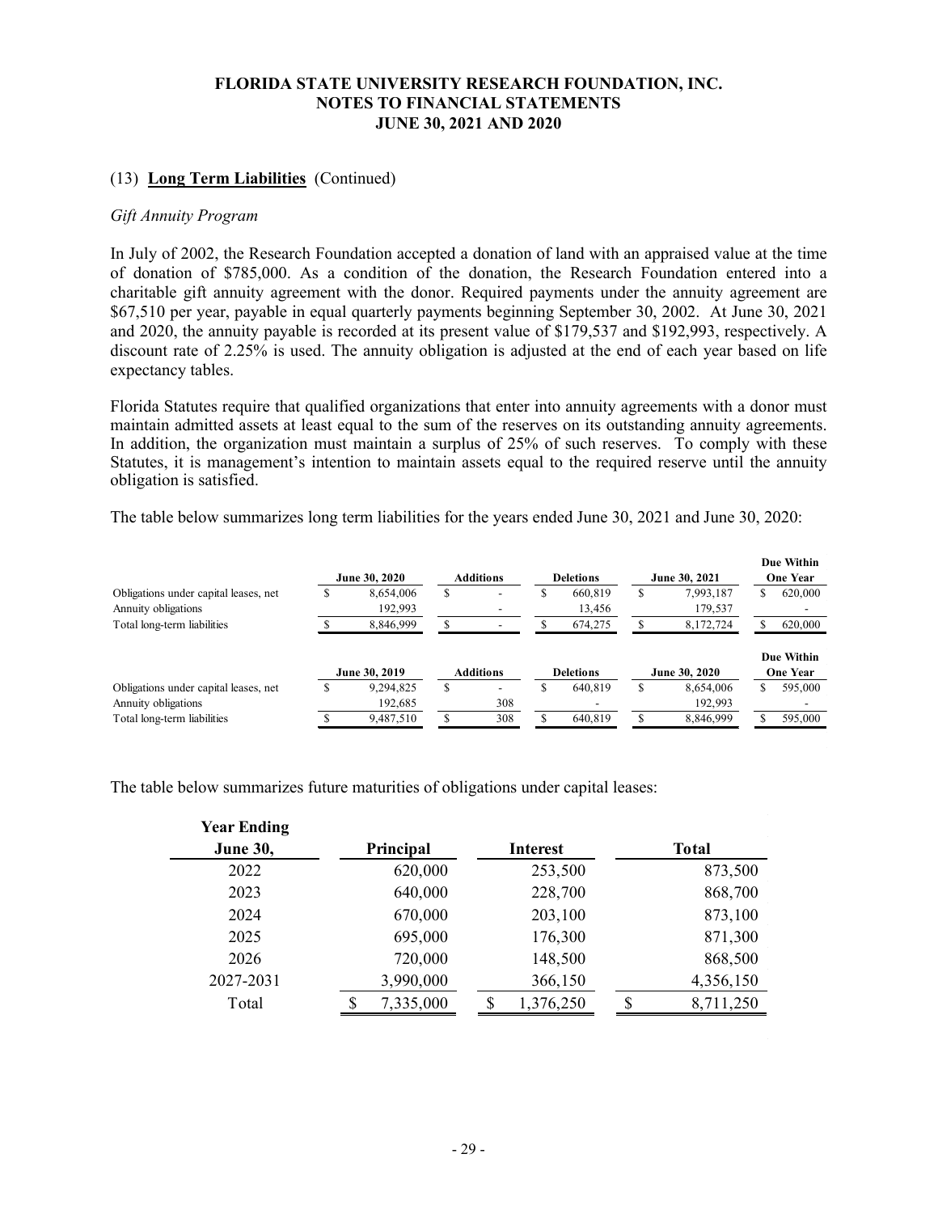## (13) **Long Term Liabilities** (Continued)

*Gift Annuity Program*

In July of 2002, the Research Foundation accepted a donation of land with an appraised value at the time of donation of $785,000. As a condition of the donation, the Research Foundation entered into a charitable gift annuity agreement with the donor. Required payments under the annuity agreement are $67,510 per year, payable in equal quarterly payments beginning September 30, 2002. At June 30, 2021 and 2020, the annuity payable is recorded at its present value of $179,537 and $192,993, respectively. A discount rate of 2.25% is used. The annuity obligation is adjusted at the end of each year based on life expectancy tables.

Florida Statutes require that qualified organizations that enter into annuity agreements with a donor must maintain admitted assets at least equal to the sum of the reserves on its outstanding annuity agreements. In addition, the organization must maintain a surplus of 25% of such reserves. To comply with these Statutes, it is management's intention to maintain assets equal to the required reserve until the annuity obligation is satisfied.

The table below summarizes long term liabilities for the years ended June 30, 2021 and June 30, 2020:

| | June 30, 2020 | Additions | Deletions | June 30, 2021 | Due Within One Year |
|---|---|---|---|---|---|
| Obligations under capital leases, net | $ 8,654,006 | $ - | $ 660,819 | $ 7,993,187 | $ 620,000 |
| Annuity obligations | 192,993 | - | 13,456 | 179,537 | - |
| Total long-term liabilities | $ 8,846,999 | $ - | $ 674,275 | $ 8,172,724 | $ 620,000 |

| | June 30, 2019 | Additions | Deletions | June 30, 2020 | Due Within One Year |
|---|---|---|---|---|---|
| Obligations under capital leases, net | $ 9,294,825 | $ - | $ 640,819 | $ 8,654,006 | $ 595,000 |
| Annuity obligations | 192,685 | 308 | - | 192,993 | - |
| Total long-term liabilities | $ 9,487,510 | $ 308 | $ 640,819 | $ 8,846,999 | $ 595,000 |

The table below summarizes future maturities of obligations under capital leases:

| Year Ending June 30, | Principal | Interest | Total |
|---|---|---|---|
| 2022 | 620,000 | 253,500 | 873,500 |
| 2023 | 640,000 | 228,700 | 868,700 |
| 2024 | 670,000 | 203,100 | 873,100 |
| 2025 | 695,000 | 176,300 | 871,300 |
| 2026 | 720,000 | 148,500 | 868,500 |
| 2027-2031 | 3,990,000 | 366,150 | 4,356,150 |
| Total | $ 7,335,000 | $ 1,376,250 | $ 8,711,250 |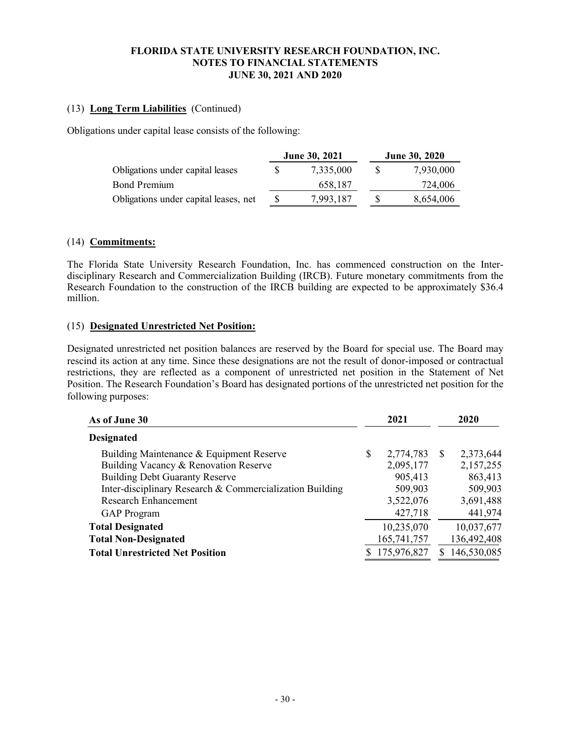# FLORIDA STATE UNIVERSITY RESEARCH FOUNDATION, INC.
## NOTES TO FINANCIAL STATEMENTS
## JUNE 30, 2021 AND 2020

(13) **Long Term Liabilities** (Continued)

Obligations under capital lease consists of the following:

| | June 30, 2021 | June 30, 2020 |
|---|---|---|
| Obligations under capital leases | $ 7,335,000 | $ 7,930,000 |
| Bond Premium | 658,187 | 724,006 |
| Obligations under capital leases, net | $ 7,993,187 | $ 8,654,006 |

(14) **Commitments:**

The Florida State University Research Foundation, Inc. has commenced construction on the Inter-disciplinary Research and Commercialization Building (IRCB). Future monetary commitments from the Research Foundation to the construction of the IRCB building are expected to be approximately $36.4 million.

(15) **Designated Unrestricted Net Position:**

Designated unrestricted net position balances are reserved by the Board for special use. The Board may rescind its action at any time. Since these designations are not the result of donor-imposed or contractual restrictions, they are reflected as a component of unrestricted net position in the Statement of Net Position. The Research Foundation's Board has designated portions of the unrestricted net position for the following purposes:

| As of June 30 | 2021 | 2020 |
|---|---|---|
| **Designated** | | |
| Building Maintenance & Equipment Reserve | $ 2,774,783 | $ 2,373,644 |
| Building Vacancy & Renovation Reserve | 2,095,177 | 2,157,255 |
| Building Debt Guaranty Reserve | 905,413 | 863,413 |
| Inter-disciplinary Research & Commercialization Building | 509,903 | 509,903 |
| Research Enhancement | 3,522,076 | 3,691,488 |
| GAP Program | 427,718 | 441,974 |
| **Total Designated** | 10,235,070 | 10,037,677 |
| **Total Non-Designated** | 165,741,757 | 136,492,408 |
| **Total Unrestricted Net Position** | $ 175,976,827 | $ 146,530,085 |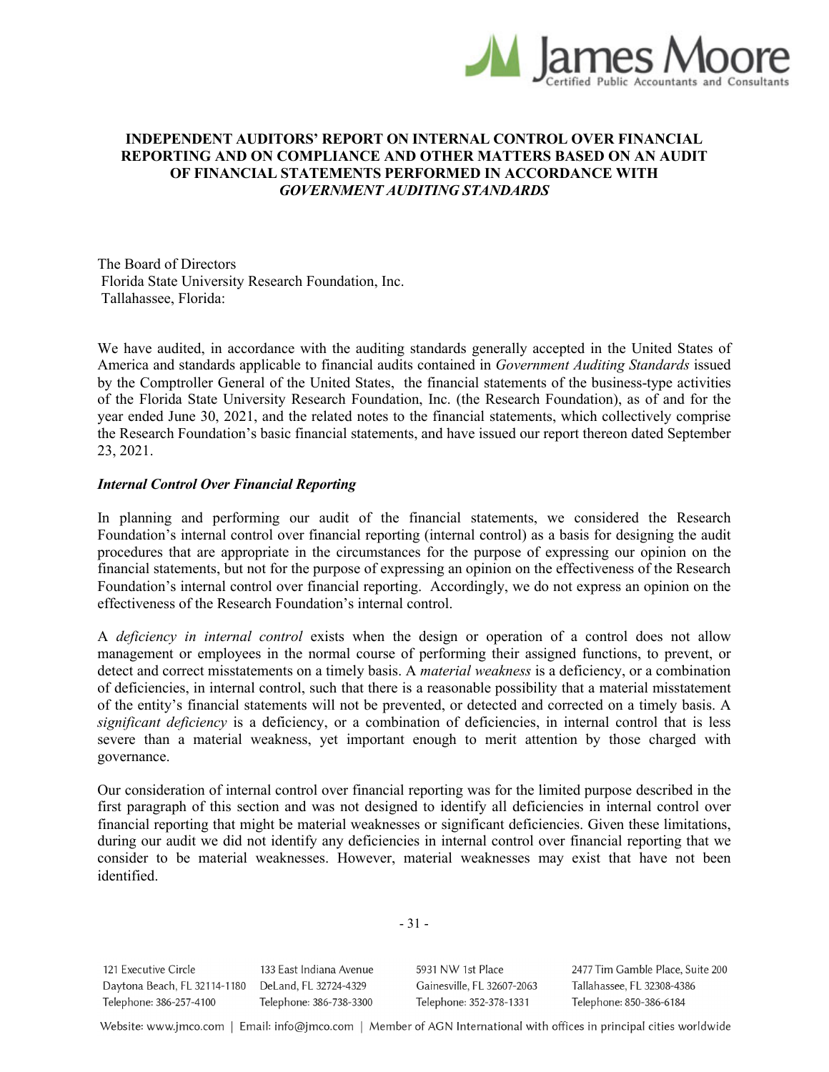# INDEPENDENT AUDITORS' REPORT ON INTERNAL CONTROL OVER FINANCIAL REPORTING AND ON COMPLIANCE AND OTHER MATTERS BASED ON AN AUDIT OF FINANCIAL STATEMENTS PERFORMED IN ACCORDANCE WITH *GOVERNMENT AUDITING STANDARDS*

The Board of Directors
Florida State University Research Foundation, Inc.
Tallahassee, Florida:

We have audited, in accordance with the auditing standards generally accepted in the United States of America and standards applicable to financial audits contained in *Government Auditing Standards* issued by the Comptroller General of the United States, the financial statements of the business-type activities of the Florida State University Research Foundation, Inc. (the Research Foundation), as of and for the year ended June 30, 2021, and the related notes to the financial statements, which collectively comprise the Research Foundation's basic financial statements, and have issued our report thereon dated September 23, 2021.

### *Internal Control Over Financial Reporting*

In planning and performing our audit of the financial statements, we considered the Research Foundation's internal control over financial reporting (internal control) as a basis for designing the audit procedures that are appropriate in the circumstances for the purpose of expressing our opinion on the financial statements, but not for the purpose of expressing an opinion on the effectiveness of the Research Foundation's internal control over financial reporting. Accordingly, we do not express an opinion on the effectiveness of the Research Foundation's internal control.

A *deficiency in internal control* exists when the design or operation of a control does not allow management or employees in the normal course of performing their assigned functions, to prevent, or detect and correct misstatements on a timely basis. A *material weakness* is a deficiency, or a combination of deficiencies, in internal control, such that there is a reasonable possibility that a material misstatement of the entity's financial statements will not be prevented, or detected and corrected on a timely basis. A *significant deficiency* is a deficiency, or a combination of deficiencies, in internal control that is less severe than a material weakness, yet important enough to merit attention by those charged with governance.

Our consideration of internal control over financial reporting was for the limited purpose described in the first paragraph of this section and was not designed to identify all deficiencies in internal control over financial reporting that might be material weaknesses or significant deficiencies. Given these limitations, during our audit we did not identify any deficiencies in internal control over financial reporting that we consider to be material weaknesses. However, material weaknesses may exist that have not been identified.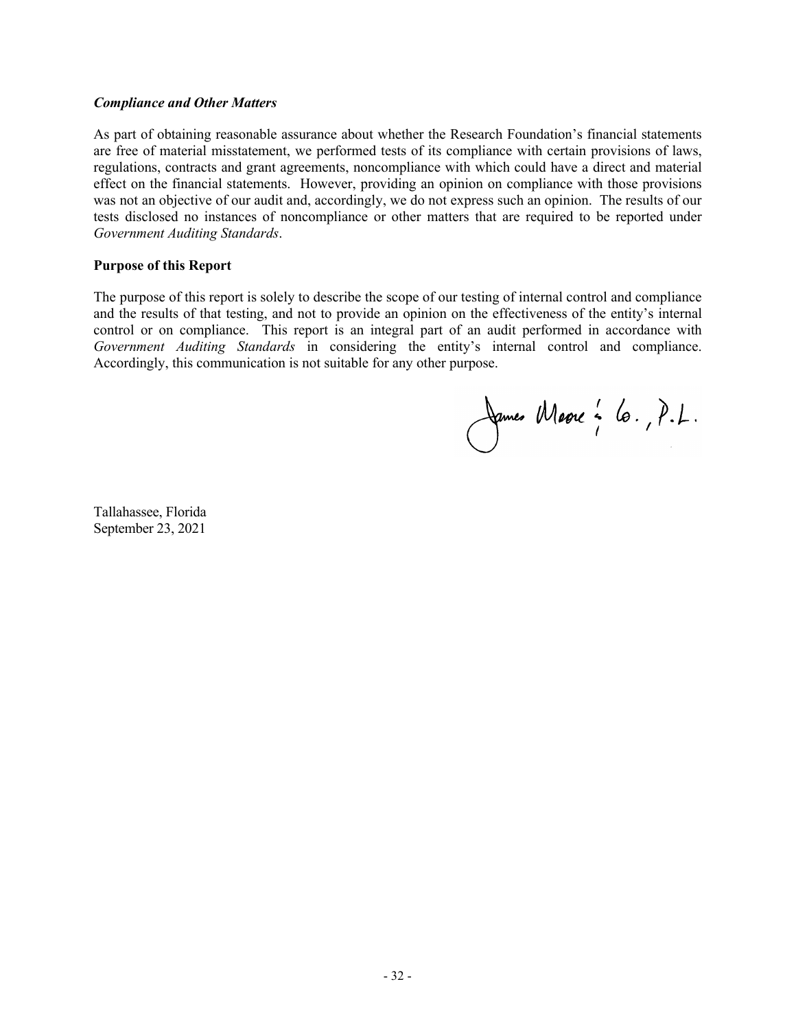### *Compliance and Other Matters*

As part of obtaining reasonable assurance about whether the Research Foundation's financial statements are free of material misstatement, we performed tests of its compliance with certain provisions of laws, regulations, contracts and grant agreements, noncompliance with which could have a direct and material effect on the financial statements. However, providing an opinion on compliance with those provisions was not an objective of our audit and, accordingly, we do not express such an opinion. The results of our tests disclosed no instances of noncompliance or other matters that are required to be reported under *Government Auditing Standards*.

### Purpose of this Report

The purpose of this report is solely to describe the scope of our testing of internal control and compliance and the results of that testing, and not to provide an opinion on the effectiveness of the entity's internal control or on compliance. This report is an integral part of an audit performed in accordance with *Government Auditing Standards* in considering the entity's internal control and compliance. Accordingly, this communication is not suitable for any other purpose.

James Moore ; Co., P.L.

Tallahassee, Florida
September 23, 2021